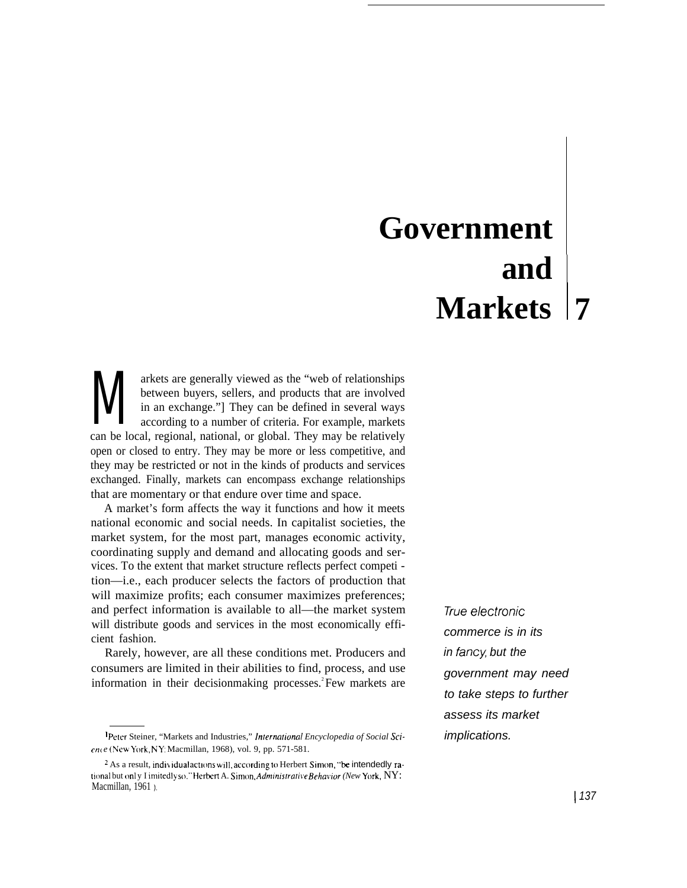# Government and Markets 7

Markets are generally viewed as the "web of relationships between buyers, sellers, and products that are involved in an exchange."[1] They can be defined in several ways according to a number of criteria. For example, markets can be local, regional, national, or global. They may be relatively open or closed to entry. They may be more or less competitive, and they may be restricted or not in the kinds of products and services exchanged. Finally, markets can encompass exchange relationships that are momentary or that endure over time and space.

A market's form affects the way it functions and how it meets national economic and social needs. In capitalist societies, the market system, for the most part, manages economic activity, coordinating supply and demand and allocating goods and services. To the extent that market structure reflects perfect competition—i.e., each producer selects the factors of production that will maximize profits; each consumer maximizes preferences; and perfect information is available to all—the market system will distribute goods and services in the most economically efficient fashion.

Rarely, however, are all these conditions met. Producers and consumers are limited in their abilities to find, process, and use information in their decisionmaking processes.[2] Few markets are

*True electronic commerce is in its infancy, but the government may need to take steps to further assess its market implications.*

---

[1] Peter Steiner, "Markets and Industries," *International Encyclopedia of Social Science* (New York, NY: Macmillan, 1968), vol. 9, pp. 571-581.

[2] As a result, individual actions will, according to Herbert Simon, "be intendedly rational but only limitedly so." Herbert A. Simon, *Administrative Behavior* (New York, NY: Macmillan, 1961).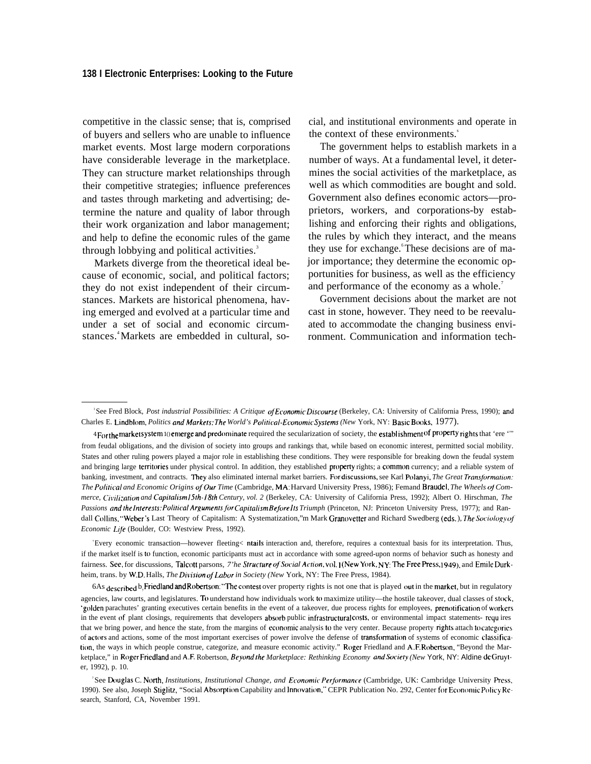competitive in the classic sense; that is, comprised of buyers and sellers who are unable to influence market events. Most large modern corporations have considerable leverage in the marketplace. They can structure market relationships through their competitive strategies; influence preferences and tastes through marketing and advertising; determine the nature and quality of labor through their work organization and labor management; and help to define the economic rules of the game through lobbying and political activities.[3]

Markets diverge from the theoretical ideal because of economic, social, and political factors; they do not exist independent of their circumstances. Markets are historical phenomena, having emerged and evolved at a particular time and under a set of social and economic circumstances.[4] Markets are embedded in cultural, social, and institutional environments and operate in the context of these environments.[5]

The government helps to establish markets in a number of ways. At a fundamental level, it determines the social activities of the marketplace, as well as which commodities are bought and sold. Government also defines economic actors—proprietors, workers, and corporations-by establishing and enforcing their rights and obligations, the rules by which they interact, and the means they use for exchange.[6] These decisions are of major importance; they determine the economic opportunities for business, as well as the efficiency and performance of the economy as a whole.[7]

Government decisions about the market are not cast in stone, however. They need to be reevaluated to accommodate the changing business environment. Communication and information tech-

---

[3] See Fred Block, *Post industrial Possibilities: A Critique of Economic Discourse* (Berkeley, CA: University of California Press, 1990); and Charles E. Lindblom, *Politics and Markets: The World's Political-Economic Systems (New* York, NY: Basic Books, 1977).

[4] For the market system to emerge and predominate required the secularization of society, the establishment of property rights that 'ere '" from feudal obligations, and the division of society into groups and rankings that, while based on economic interest, permitted social mobility. States and other ruling powers played a major role in establishing these conditions. They were responsible for breaking down the feudal system and bringing large territories under physical control. In addition, they established property rights; a common currency; and a reliable system of banking, investment, and contracts. They also eliminated internal market barriers. For discussions, see Karl Polanyi, *The Great Transformation: The Political and Economic Origins of Our Time* (Cambridge, MA: Harvard University Press, 1986); Femand Braudel, *The Wheels of Commerce, Civilization and Capitalism 15th-18th Century, vol. 2* (Berkeley, CA: University of California Press, 1992); Albert O. Hirschman, *The Passions and the Interests: Political Arguments for Capitalism Before Its Triumph* (Princeton, NJ: Princeton University Press, 1977); and Randall Collins, "Weber's Last Theory of Capitalism: A Systematization,"m Mark Granovetter and Richard Swedberg (eds.), *The Sociology of Economic Life* (Boulder, CO: Westview Press, 1992).

[5] Every economic transaction—however fleeting< ntails interaction and, therefore, requires a contextual basis for its interpretation. Thus, if the market itself is to function, economic participants must act in accordance with some agreed-upon norms of behavior such as honesty and fairness. See, for discussions, Talcott parsons, *7'he Structure of Social Action*, vol. 1 (New York, NY: The Free Press, 1949), and Emile Durkheim, trans. by W.D. Halls, *The Division of Labor in Society (New* York, NY: The Free Press, 1984).

[6] As described b, Friedland and Robertson: "The contest over property rights is not one that is played out in the market, but in regulatory agencies, law courts, and legislatures. To understand how individuals work to maximize utility—the hostile takeover, dual classes of stock, 'golden parachutes' granting executives certain benefits in the event of a takeover, due process rights for employees, prenotification of workers in the event of plant closings, requirements that developers absorb public infrastructural costs, or environmental impact statements- requ ires that we bring power, and hence the state, from the margins of economic analysis to the very center. Because property rights attach to categories of actors and actions, some of the most important exercises of power involve the defense of transformation of systems of economic classification, the ways in which people construe, categorize, and measure economic activity." Roger Friedland and A.F. Robertson, "Beyond the Marketplace," in Roger Friedland and A.F. Robertson, *Beyond the Marketplace: Rethinking Economy and Society (New* York, NY: Aldine de Gruyter, 1992), p. 10.

[7] See Douglas C. North, *Institutions, Institutional Change, and Economic Performance* (Cambridge, UK: Cambridge University Press, 1990). See also, Joseph Stiglitz, "Social Absorption Capability and Innovation," CEPR Publication No. 292, Center for Economic Policy Research, Stanford, CA, November 1991.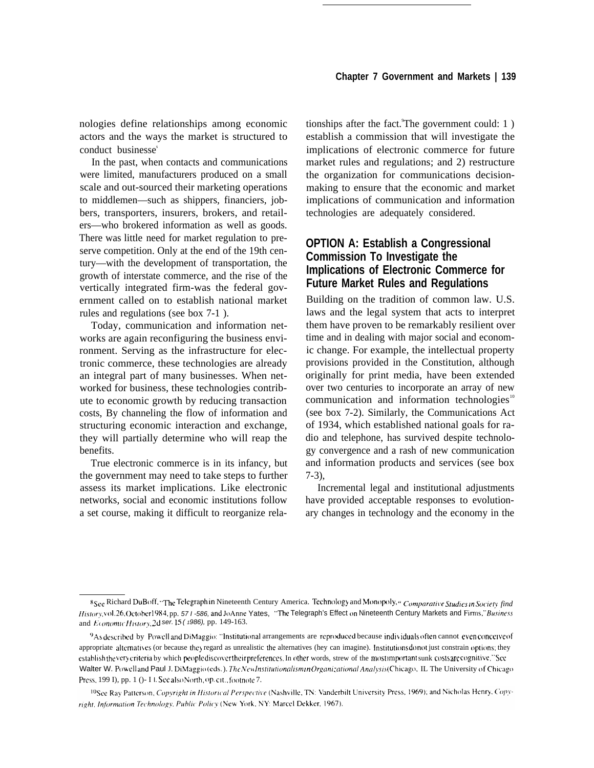nologies define relationships among economic actors and the ways the market is structured to conduct businesse[8]

In the past, when contacts and communications were limited, manufacturers produced on a small scale and out-sourced their marketing operations to middlemen—such as shippers, financiers, jobbers, transporters, insurers, brokers, and retailers—who brokered information as well as goods. There was little need for market regulation to preserve competition. Only at the end of the 19th century—with the development of transportation, the growth of interstate commerce, and the rise of the vertically integrated firm-was the federal government called on to establish national market rules and regulations (see box 7-1 ).

Today, communication and information networks are again reconfiguring the business environment. Serving as the infrastructure for electronic commerce, these technologies are already an integral part of many businesses. When networked for business, these technologies contribute to economic growth by reducing transaction costs, By channeling the flow of information and structuring economic interaction and exchange, they will partially determine who will reap the benefits.

True electronic commerce is in its infancy, but the government may need to take steps to further assess its market implications. Like electronic networks, social and economic institutions follow a set course, making it difficult to reorganize relationships after the fact.[9] The government could: 1 ) establish a commission that will investigate the implications of electronic commerce for future market rules and regulations; and 2) restructure the organization for communications decision-making to ensure that the economic and market implications of communication and information technologies are adequately considered.

## OPTION A: Establish a Congressional Commission To Investigate the Implications of Electronic Commerce for Future Market Rules and Regulations

Building on the tradition of common law. U.S. laws and the legal system that acts to interpret them have proven to be remarkably resilient over time and in dealing with major social and economic change. For example, the intellectual property provisions provided in the Constitution, although originally for print media, have been extended over two centuries to incorporate an array of new communication and information technologies[10] (see box 7-2). Similarly, the Communications Act of 1934, which established national goals for radio and telephone, has survived despite technology convergence and a rash of new communication and information products and services (see box 7-3),

Incremental legal and institutional adjustments have provided acceptable responses to evolutionary changes in technology and the economy in the

---

[8] See Richard DuBoff, "The Telegraph in Nineteenth Century America. Technology and Monopoly," *Comparative Studies in Society and History*, vol. 26, October 1984, pp. 571-586, and JoAnne Yates, "The Telegraph's Effect on Nineteenth Century Markets and Firms," *Business and Economic History*, 2d ser. 15 (1986), pp. 149-163.

[9] As described by Powell and DiMaggio: "Institutional arrangements are reproduced because individuals often cannot even conceive of appropriate alternatives (or because they regard as unrealistic the alternatives (hey can imagine). Institutions do not just constrain options; they establish the very criteria by which people discover their preferences. In other words, strew of the most important sunk costs are cognitive." See Walter W. Powell and Paul J. DiMaggio (eds.). *The New Institutionalism in Organizational Analysis* (Chicago, IL The University of Chicago Press, 1991), pp. 10-11. See also North, op. cit., footnote 7.

[10] See Ray Patterson, *Copyright in Historical Perspective* (Nashville, TN: Vanderbilt University Press, 1969); and Nicholas Henry, *Copyright, Information Technology, Public Policy* (New York, NY: Marcel Dekker, 1967).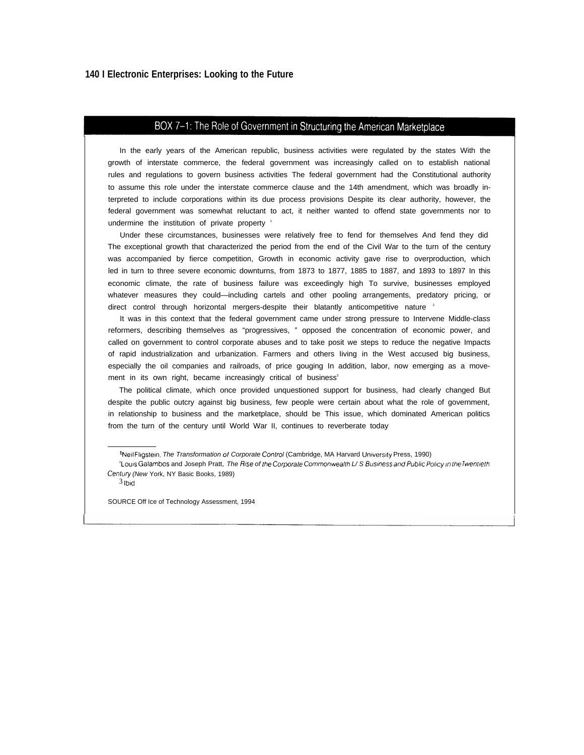## BOX 7–1: The Role of Government in Structuring the American Marketplace

In the early years of the American republic, business activities were regulated by the states With the growth of interstate commerce, the federal government was increasingly called on to establish national rules and regulations to govern business activities The federal government had the Constitutional authority to assume this role under the interstate commerce clause and the 14th amendment, which was broadly interpreted to include corporations within its due process provisions Despite its clear authority, however, the federal government was somewhat reluctant to act, it neither wanted to offend state governments nor to undermine the institution of private property [1]

Under these circumstances, businesses were relatively free to fend for themselves And fend they did The exceptional growth that characterized the period from the end of the Civil War to the turn of the century was accompanied by fierce competition, Growth in economic activity gave rise to overproduction, which led in turn to three severe economic downturns, from 1873 to 1877, 1885 to 1887, and 1893 to 1897 In this economic climate, the rate of business failure was exceedingly high To survive, businesses employed whatever measures they could—including cartels and other pooling arrangements, predatory pricing, or direct control through horizontal mergers-despite their blatantly anticompetitive nature [2]

It was in this context that the federal government came under strong pressure to Intervene Middle-class reformers, describing themselves as "progressives, " opposed the concentration of economic power, and called on government to control corporate abuses and to take posit we steps to reduce the negative Impacts of rapid industrialization and urbanization. Farmers and others Iiving in the West accused big business, especially the oil companies and railroads, of price gouging In addition, labor, now emerging as a movement in its own right, became increasingly critical of business[3]

The political climate, which once provided unquestioned support for business, had clearly changed But despite the public outcry against big business, few people were certain about what the role of government, in relationship to business and the marketplace, should be This issue, which dominated American politics from the turn of the century until World War II, continues to reverberate today

---

[1] Neil Fligstein, *The Transformation of Corporate Control* (Cambridge, MA Harvard University Press, 1990)

[2] Louis Galambos and Joseph Pratt, *The Rise of the Corporate Commonwealth U S Business and Public Policy in the Twentieth Century (New* York, NY Basic Books, 1989)

[3] Ibid

SOURCE Off Ice of Technology Assessment, 1994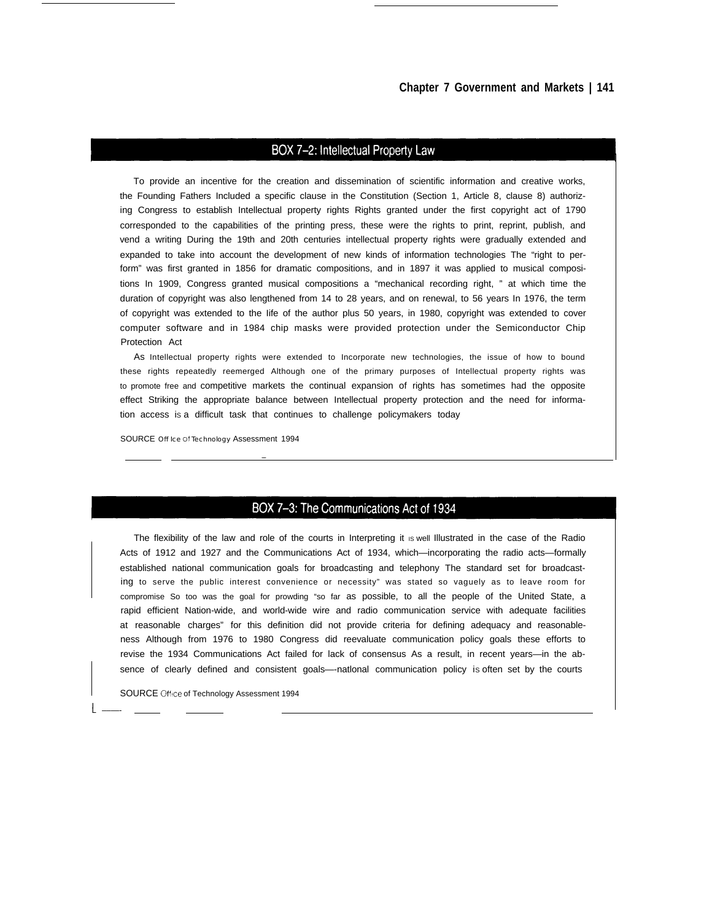## BOX 7-2: Intellectual Property Law

To provide an incentive for the creation and dissemination of scientific information and creative works, the Founding Fathers Included a specific clause in the Constitution (Section 1, Article 8, clause 8) authorizing Congress to establish Intellectual property rights Rights granted under the first copyright act of 1790 corresponded to the capabilities of the printing press, these were the rights to print, reprint, publish, and vend a writing During the 19th and 20th centuries intellectual property rights were gradually extended and expanded to take into account the development of new kinds of information technologies The "right to perform" was first granted in 1856 for dramatic compositions, and in 1897 it was applied to musical compositions In 1909, Congress granted musical compositions a "mechanical recording right, " at which time the duration of copyright was also lengthened from 14 to 28 years, and on renewal, to 56 years In 1976, the term of copyright was extended to the life of the author plus 50 years, in 1980, copyright was extended to cover computer software and in 1984 chip masks were provided protection under the Semiconductor Chip Protection Act

As Intellectual property rights were extended to Incorporate new technologies, the issue of how to bound these rights repeatedly reemerged Although one of the primary purposes of Intellectual property rights was to promote free and competitive markets the continual expansion of rights has sometimes had the opposite effect Striking the appropriate balance between Intellectual property protection and the need for information access is a difficult task that continues to challenge policymakers today

SOURCE Off Ice Of Technology Assessment 1994

## BOX 7-3: The Communications Act of 1934

The flexibility of the law and role of the courts in Interpreting it is well Illustrated in the case of the Radio Acts of 1912 and 1927 and the Communications Act of 1934, which—incorporating the radio acts—formally established national communication goals for broadcasting and telephony The standard set for broadcasting to serve the public interest convenience or necessity" was stated so vaguely as to leave room for compromise So too was the goal for prowding "so far as possible, to all the people of the United State, a rapid efficient Nation-wide, and world-wide wire and radio communication service with adequate facilities at reasonable charges" for this definition did not provide criteria for defining adequacy and reasonableness Although from 1976 to 1980 Congress did reevaluate communication policy goals these efforts to revise the 1934 Communications Act failed for lack of consensus As a result, in recent years—in the absence of clearly defined and consistent goals—-natlonal communication policy is often set by the courts

SOURCE Office of Technology Assessment 1994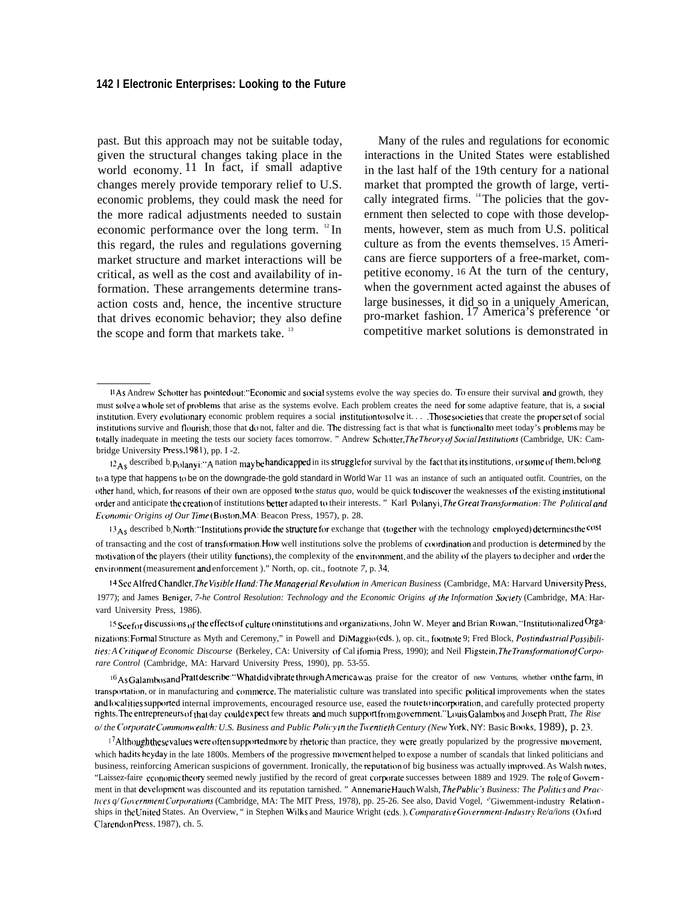past. But this approach may not be suitable today, given the structural changes taking place in the world economy.[11] In fact, if small adaptive changes merely provide temporary relief to U.S. economic problems, they could mask the need for the more radical adjustments needed to sustain economic performance over the long term.[12] In this regard, the rules and regulations governing market structure and market interactions will be critical, as well as the cost and availability of information. These arrangements determine transaction costs and, hence, the incentive structure that drives economic behavior; they also define the scope and form that markets take.[13]

Many of the rules and regulations for economic interactions in the United States were established in the last half of the 19th century for a national market that prompted the growth of large, vertically integrated firms.[14] The policies that the government then selected to cope with those developments, however, stem as much from U.S. political culture as from the events themselves.[15] Americans are fierce supporters of a free-market, competitive economy.[16] At the turn of the century, when the government acted against the abuses of large businesses, it did so in a uniquely American, pro-market fashion.[17] America's preference 'or competitive market solutions is demonstrated in

---

[11] As Andrew Schotter has pointed out: "Economic and social systems evolve the way species do. To ensure their survival and growth, they must solve a whole set of problems that arise as the systems evolve. Each problem creates the need for some adaptive feature, that is, a social institution. Every evolutionary economic problem requires a social institution to solve it. . . . Those societies that create the proper set of social institutions survive and flourish; those that do not, falter and die. The distressing fact is that what is functional to meet today's problems may be totally inadequate in meeting the tests our society faces tomorrow. " Andrew Schotter, *The Theory of Social Institutions* (Cambridge, UK: Cambridge University Press, 1981), pp. I -2.

[12] As described by Polanyi: "A nation may be handicapped in its struggle for survival by the fact that its institutions, or some of them, belong to a type that happens to be on the downgrade-the gold standard in World War 11 was an instance of such an antiquated outfit. Countries, on the other hand, which, for reasons of their own are opposed to the *status quo*, would be quick to discover the weaknesses of the existing institutional order and anticipate the creation of institutions better adapted to their interests. " Karl Polanyi, *The Great Transformation: The Political and Economic Origins of Our Time* (Boston, MA: Beacon Press, 1957), p. 28.

[13] As described by North: "Institutions provide the structure for exchange that (together with the technology employed) determines the cost of transacting and the cost of transformation. How well institutions solve the problems of coordination and production is determined by the motivation of the players (their utility functions), the complexity of the environment, and the ability of the players to decipher and order the environment (measurement and enforcement )." North, op. cit., footnote 7, p. 34.

[14] See Alfred Chandler, *The Visible Hand: The Managerial Revolution in American Business* (Cambridge, MA: Harvard University Press, 1977); and James Beniger, *7-he Control Resolution: Technology and the Economic Origins of the Information Society* (Cambridge, MA: Harvard University Press, 1986).

[15] See for discussions of the effects of culture on institutions and organizations, John W. Meyer and Brian Rowan, "Institutionalized Organizations: Formal Structure as Myth and Ceremony," in Powell and DiMaggio (eds. ), op. cit., footnote 9; Fred Block, *Postindustrial Possibilities: A Critique of Economic Discourse* (Berkeley, CA: University of California Press, 1990); and Neil Fligstein, *The Transformation of Corporare Control* (Cambridge, MA: Harvard University Press, 1990), pp. 53-55.

[16] As Galambos and Pratt describe: "What did vibrate through America was praise for the creator of new Ventures, whether on the farm, in transportation, or in manufacturing and commerce. The materialistic culture was translated into specific political improvements when the states and localities supported internal improvements, encouraged resource use, eased the route to incorporation, and carefully protected property rights. The entrepreneurs of that day could expect few threats and much support from government." Louis Galambos and Joseph Pratt, *The Rise o/ the Corporate Commonwealth: U.S. Business and Public Policy in the Twentieth Century* (New York, NY: Basic Books, 1989), p. 23.

[17] Although these values were often supported more by rhetoric than practice, they were greatly popularized by the progressive movement, which had its heyday in the late 1800s. Members of the progressive movement helped to expose a number of scandals that linked politicians and business, reinforcing American suspicions of government. Ironically, the reputation of big business was actually improved. As Walsh notes, "Laissez-faire economic theory seemed newly justified by the record of great corporate successes between 1889 and 1929. The role of Government in that development was discounted and its reputation tarnished. " Annemarie Hauch Walsh, *The Public's Business: The Politics and Practices q/ Government Corporations* (Cambridge, MA: The MIT Press, 1978), pp. 25-26. See also, David Vogel, "Giwemment-industry Relationships in the United States. An Overview, " in Stephen Wilks and Maurice Wright (eds. ), *Comparative Government-Industry Re/a/ions* (Oxford Clarendon Press, 1987), ch. 5.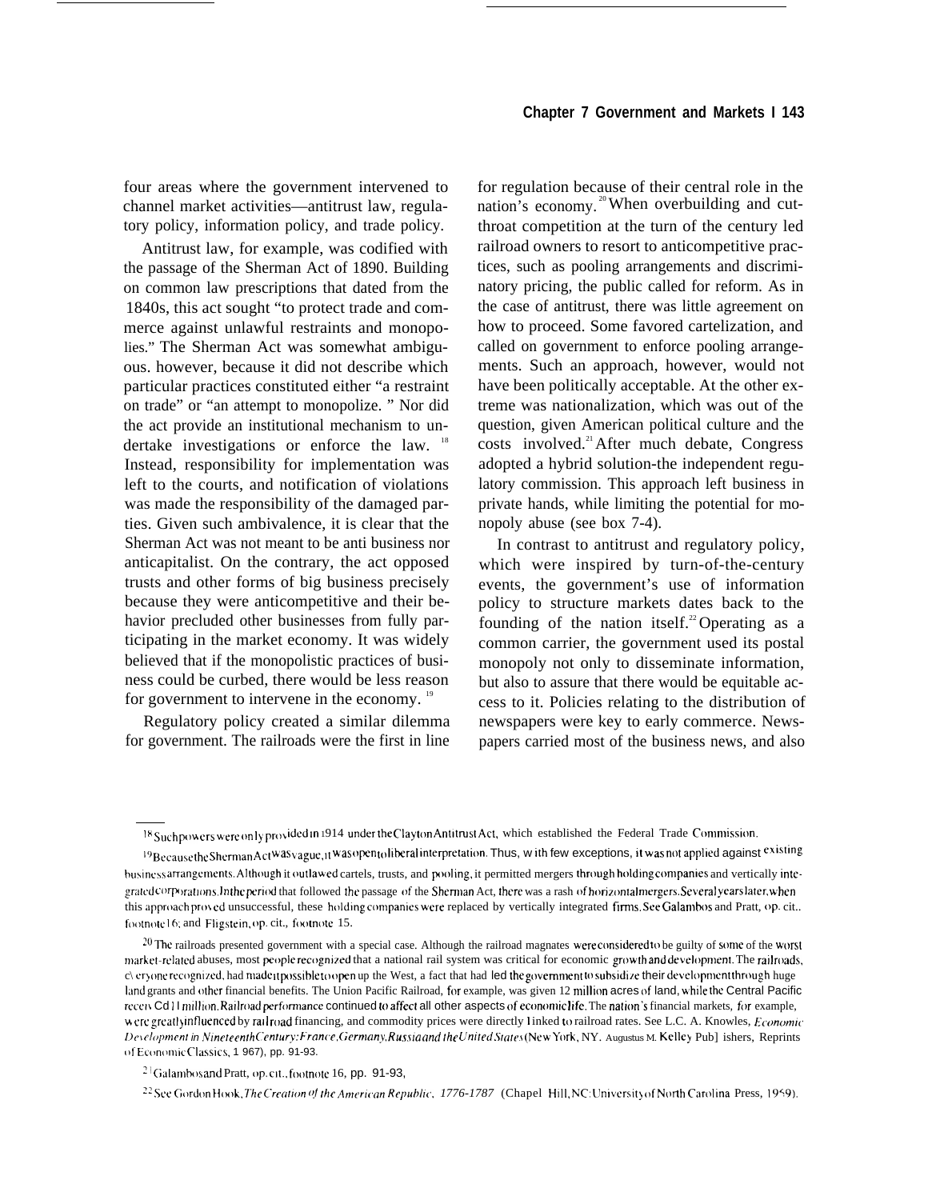four areas where the government intervened to channel market activities—antitrust law, regulatory policy, information policy, and trade policy.

Antitrust law, for example, was codified with the passage of the Sherman Act of 1890. Building on common law prescriptions that dated from the 1840s, this act sought "to protect trade and commerce against unlawful restraints and monopolies." The Sherman Act was somewhat ambiguous. however, because it did not describe which particular practices constituted either "a restraint on trade" or "an attempt to monopolize. " Nor did the act provide an institutional mechanism to undertake investigations or enforce the law.[18] Instead, responsibility for implementation was left to the courts, and notification of violations was made the responsibility of the damaged parties. Given such ambivalence, it is clear that the Sherman Act was not meant to be anti business nor anticapitalist. On the contrary, the act opposed trusts and other forms of big business precisely because they were anticompetitive and their behavior precluded other businesses from fully participating in the market economy. It was widely believed that if the monopolistic practices of business could be curbed, there would be less reason for government to intervene in the economy.[19]

Regulatory policy created a similar dilemma for government. The railroads were the first in line for regulation because of their central role in the nation's economy.[20] When overbuilding and cutthroat competition at the turn of the century led railroad owners to resort to anticompetitive practices, such as pooling arrangements and discriminatory pricing, the public called for reform. As in the case of antitrust, there was little agreement on how to proceed. Some favored cartelization, and called on government to enforce pooling arrangements. Such an approach, however, would not have been politically acceptable. At the other extreme was nationalization, which was out of the question, given American political culture and the costs involved.[21] After much debate, Congress adopted a hybrid solution-the independent regulatory commission. This approach left business in private hands, while limiting the potential for monopoly abuse (see box 7-4).

In contrast to antitrust and regulatory policy, which were inspired by turn-of-the-century events, the government's use of information policy to structure markets dates back to the founding of the nation itself.[22] Operating as a common carrier, the government used its postal monopoly not only to disseminate information, but also to assure that there would be equitable access to it. Policies relating to the distribution of newspapers were key to early commerce. Newspapers carried most of the business news, and also

---

[18] Such powers were only provided in 1914 under the Clayton Antitrust Act, which established the Federal Trade Commission.

[19] Because the Sherman Act was vague, it was open to liberal interpretation. Thus, with few exceptions, it was not applied against existing business arrangements. Although it outlawed cartels, trusts, and pooling, it permitted mergers through holding companies and vertically integrated corporations. In the period that followed the passage of the Sherman Act, there was a rash of horizontal mergers. Several years later, when this approach proved unsuccessful, these holding companies were replaced by vertically integrated firms. See Galambos and Pratt, op. cit., footnote 16; and Fligstein, op. cit., footnote 15.

[20] The railroads presented government with a special case. Although the railroad magnates were considered to be guilty of some of the worst market-related abuses, most people recognized that a national rail system was critical for economic growth and development. The railroads, everyone recognized, had made it possible to open up the West, a fact that had led the government to subsidize their development through huge land grants and other financial benefits. The Union Pacific Railroad, for example, was given 12 million acres of land, while the Central Pacific received 11 million. Railroad performance continued to affect all other aspects of economic life. The nation's financial markets, for example, were greatly influenced by railroad financing, and commodity prices were directly linked to railroad rates. See L.C. A. Knowles, *Economic Development in Nineteenth Century: France, Germany, Russia and the United States* (New York, NY. Augustus M. Kelley Publishers, Reprints of Economic Classics, 1 967), pp. 91-93.

[21] Galambos and Pratt, op. cit., footnote 16, pp. 91-93,

[22] See Gordon Hook, *The Creation of the American Republic, 1776-1787* (Chapel Hill, NC: University of North Carolina Press, 1969).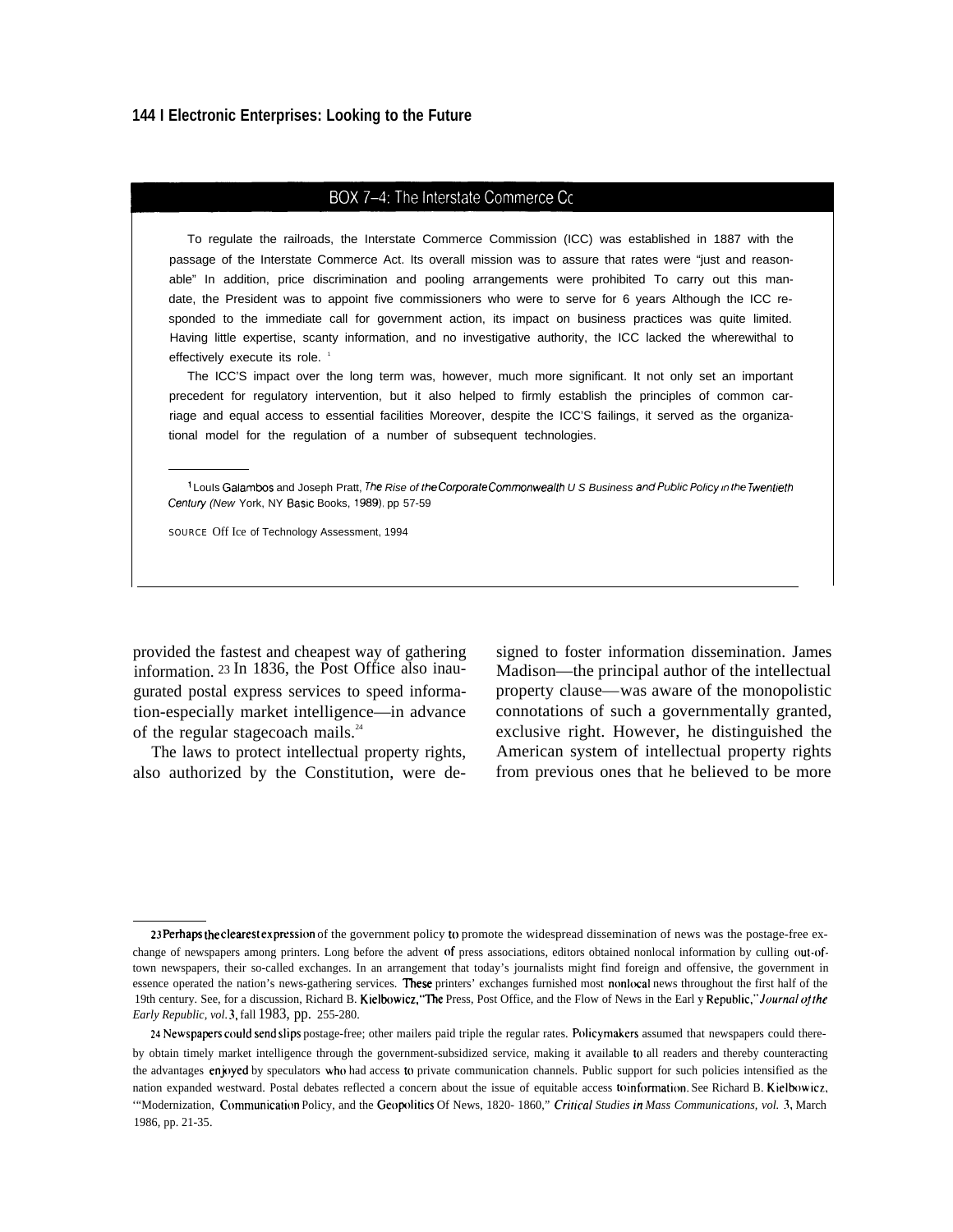## BOX 7–4: The Interstate Commerce Cc

To regulate the railroads, the Interstate Commerce Commission (ICC) was established in 1887 with the passage of the Interstate Commerce Act. Its overall mission was to assure that rates were "just and reasonable" In addition, price discrimination and pooling arrangements were prohibited To carry out this mandate, the President was to appoint five commissioners who were to serve for 6 years Although the ICC responded to the immediate call for government action, its impact on business practices was quite limited. Having little expertise, scanty information, and no investigative authority, the ICC lacked the wherewithal to effectively execute its role. [1]

The ICC'S impact over the long term was, however, much more significant. It not only set an important precedent for regulatory intervention, but it also helped to firmly establish the principles of common carriage and equal access to essential facilities Moreover, despite the ICC'S failings, it served as the organizational model for the regulation of a number of subsequent technologies.

[1] Louls Galambos and Joseph Pratt, *The Rise of the Corporate Commonwealth U S Business and Public Policy in the Twentieth Century* (New York, NY Basic Books, 1989), pp 57-59

SOURCE Off Ice of Technology Assessment, 1994

provided the fastest and cheapest way of gathering information. [23] In 1836, the Post Office also inaugurated postal express services to speed information-especially market intelligence—in advance of the regular stagecoach mails.[24]

The laws to protect intellectual property rights, also authorized by the Constitution, were designed to foster information dissemination. James Madison—the principal author of the intellectual property clause—was aware of the monopolistic connotations of such a governmentally granted, exclusive right. However, he distinguished the American system of intellectual property rights from previous ones that he believed to be more

---

23 Perhaps the clearest expression of the government policy to promote the widespread dissemination of news was the postage-free exchange of newspapers among printers. Long before the advent of press associations, editors obtained nonlocal information by culling out-of-town newspapers, their so-called exchanges. In an arrangement that today's journalists might find foreign and offensive, the government in essence operated the nation's news-gathering services. These printers' exchanges furnished most nonlocal news throughout the first half of the 19th century. See, for a discussion, Richard B. Kielbowicz, "The Press, Post Office, and the Flow of News in the Earl y Republic," *Journal of the Early Republic, vol.* 3, fall 1983, pp. 255-280.

24 Newspapers could send slips postage-free; other mailers paid triple the regular rates. Policymakers assumed that newspapers could thereby obtain timely market intelligence through the government-subsidized service, making it available to all readers and thereby counteracting the advantages enjoyed by speculators who had access to private communication channels. Public support for such policies intensified as the nation expanded westward. Postal debates reflected a concern about the issue of equitable access to information. See Richard B. Kielbowicz, '"Modernization, Communication Policy, and the Geopolitics Of News, 1820- 1860," *Critical Studies in Mass Communications, vol.* 3, March 1986, pp. 21-35.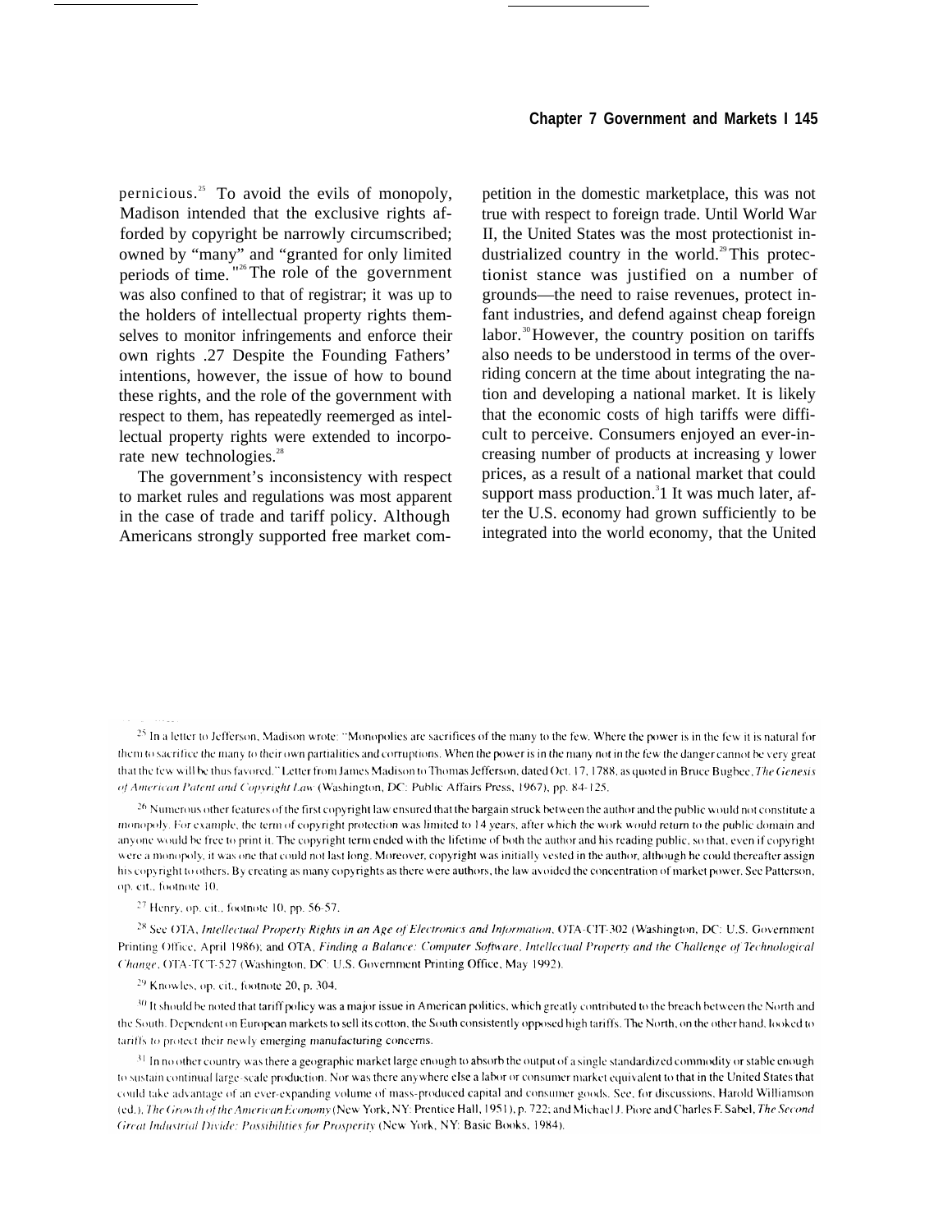pernicious.[25] To avoid the evils of monopoly, Madison intended that the exclusive rights afforded by copyright be narrowly circumscribed; owned by "many" and "granted for only limited periods of time."[26] The role of the government was also confined to that of registrar; it was up to the holders of intellectual property rights themselves to monitor infringements and enforce their own rights.[27] Despite the Founding Fathers' intentions, however, the issue of how to bound these rights, and the role of the government with respect to them, has repeatedly reemerged as intellectual property rights were extended to incorporate new technologies.[28]

The government's inconsistency with respect to market rules and regulations was most apparent in the case of trade and tariff policy. Although Americans strongly supported free market competition in the domestic marketplace, this was not true with respect to foreign trade. Until World War II, the United States was the most protectionist industrialized country in the world.[29] This protectionist stance was justified on a number of grounds—the need to raise revenues, protect infant industries, and defend against cheap foreign labor.[30] However, the country position on tariffs also needs to be understood in terms of the overriding concern at the time about integrating the nation and developing a national market. It is likely that the economic costs of high tariffs were difficult to perceive. Consumers enjoyed an ever-increasing number of products at increasing y lower prices, as a result of a national market that could support mass production.[31] It was much later, after the U.S. economy had grown sufficiently to be integrated into the world economy, that the United

---

[25] In a letter to Jefferson, Madison wrote: "Monopolies are sacrifices of the many to the few. Where the power is in the few it is natural for them to sacrifice the many to their own partialities and corruptions. When the power is in the many not in the few the danger cannot be very great that the few will be thus favored." Letter from James Madison to Thomas Jefferson, dated Oct. 17, 1788, as quoted in Bruce Bugbee, *The Genesis of American Patent and Copyright Law* (Washington, DC: Public Affairs Press, 1967), pp. 84-125.

[26] Numerous other features of the first copyright law ensured that the bargain struck between the author and the public would not constitute a monopoly. For example, the term of copyright protection was limited to 14 years, after which the work would return to the public domain and anyone would be free to print it. The copyright term ended with the lifetime of both the author and his reading public, so that, even if copyright were a monopoly, it was one that could not last long. Moreover, copyright was initially vested in the author, although he could thereafter assign his copyright to others. By creating as many copyrights as there were authors, the law avoided the concentration of market power. See Patterson, op. cit., footnote 10.

[27] Henry, op. cit., footnote 10, pp. 56-57.

[28] See OTA, *Intellectual Property Rights in an Age of Electronics and Information*, OTA-CIT-302 (Washington, DC: U.S. Government Printing Office, April 1986); and OTA, *Finding a Balance: Computer Software, Intellectual Property and the Challenge of Technological Change*, OTA-TCT-527 (Washington, DC: U.S. Government Printing Office, May 1992).

[29] Knowles, op. cit., footnote 20, p. 304.

[30] It should be noted that tariff policy was a major issue in American politics, which greatly contributed to the breach between the North and the South. Dependent on European markets to sell its cotton, the South consistently opposed high tariffs. The North, on the other hand, looked to tariffs to protect their newly emerging manufacturing concerns.

[31] In no other country was there a geographic market large enough to absorb the output of a single standardized commodity or stable enough to sustain continual large-scale production. Nor was there anywhere else a labor or consumer market equivalent to that in the United States that could take advantage of an ever-expanding volume of mass-produced capital and consumer goods. See, for discussions, Harold Williamson (ed.), *The Growth of the American Economy* (New York, NY: Prentice Hall, 1951), p. 722; and Michael J. Piore and Charles F. Sabel, *The Second Great Industrial Divide: Possibilities for Prosperity* (New York, NY: Basic Books, 1984).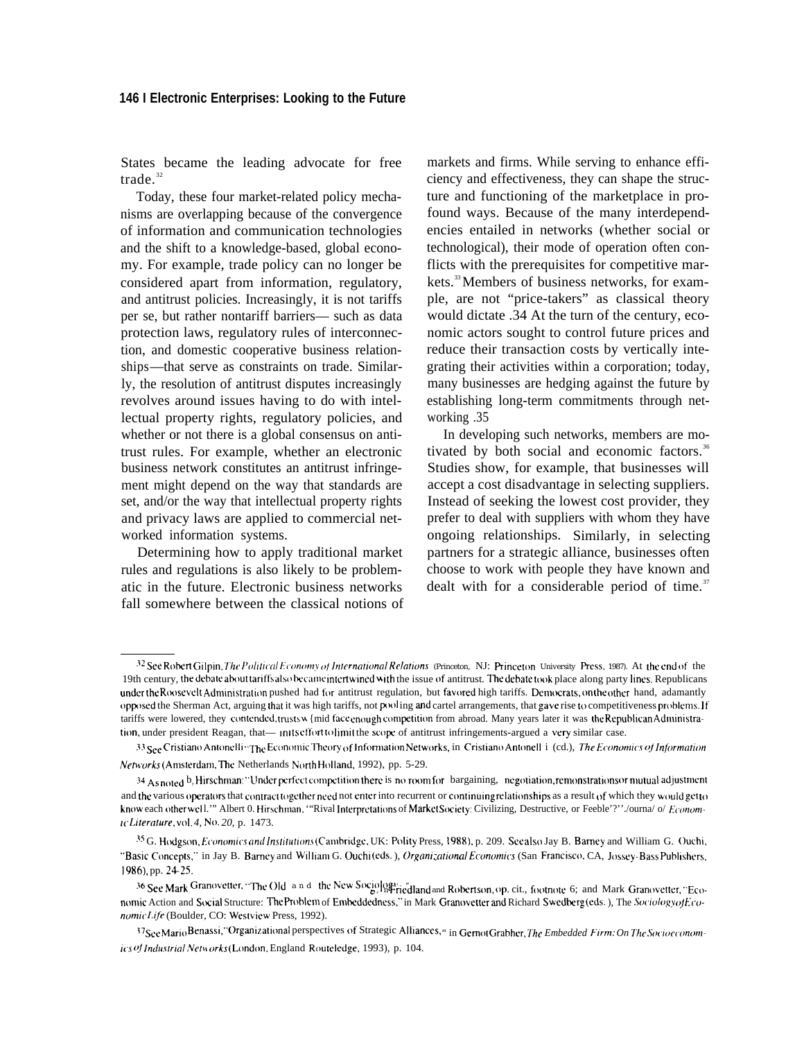States became the leading advocate for free trade.[32]

Today, these four market-related policy mechanisms are overlapping because of the convergence of information and communication technologies and the shift to a knowledge-based, global economy. For example, trade policy can no longer be considered apart from information, regulatory, and antitrust policies. Increasingly, it is not tariffs per se, but rather nontariff barriers— such as data protection laws, regulatory rules of interconnection, and domestic cooperative business relationships—that serve as constraints on trade. Similarly, the resolution of antitrust disputes increasingly revolves around issues having to do with intellectual property rights, regulatory policies, and whether or not there is a global consensus on antitrust rules. For example, whether an electronic business network constitutes an antitrust infringement might depend on the way that standards are set, and/or the way that intellectual property rights and privacy laws are applied to commercial networked information systems.

Determining how to apply traditional market rules and regulations is also likely to be problematic in the future. Electronic business networks fall somewhere between the classical notions of markets and firms. While serving to enhance efficiency and effectiveness, they can shape the structure and functioning of the marketplace in profound ways. Because of the many interdependencies entailed in networks (whether social or technological), their mode of operation often conflicts with the prerequisites for competitive markets.[33] Members of business networks, for example, are not "price-takers" as classical theory would dictate.[34] At the turn of the century, economic actors sought to control future prices and reduce their transaction costs by vertically integrating their activities within a corporation; today, many businesses are hedging against the future by establishing long-term commitments through networking.[35]

In developing such networks, members are motivated by both social and economic factors.[36] Studies show, for example, that businesses will accept a cost disadvantage in selecting suppliers. Instead of seeking the lowest cost provider, they prefer to deal with suppliers with whom they have ongoing relationships. Similarly, in selecting partners for a strategic alliance, businesses often choose to work with people they have known and dealt with for a considerable period of time.[37]

---

[32] See Robert Gilpin, *The Political Economy of International Relations* (Princeton, NJ: Princeton University Press, 1987). At the end of the 19th century, the debate about tariffs also became intertwined with the issue of antitrust. The debate took place along party lines. Republicans under the Roosevelt Administration pushed had for antitrust regulation, but favored high tariffs. Democrats, on the other hand, adamantly opposed the Sherman Act, arguing that it was high tariffs, not pooling and cartel arrangements, that gave rise to competitiveness problems. If tariffs were lowered, they contended, trusts w{mid face enough competition from abroad. Many years later it was the Republican Administration, under president Reagan, that— in its effort to limit the scope of antitrust infringements-argued a very similar case.

[33] See Cristiano Antonelli "The Economic Theory of Information Networks, in Cristiano Antonell i (cd.), *The Economics of Information Networks* (Amsterdam, The Netherlands North Holland, 1992), pp. 5-29.

[34] As noted b, Hirschman: "Under perfect competition there is no room for bargaining, negotiation, remonstrations or mutual adjustment and the various operators that contract together need not enter into recurrent or continuing relationships as a result of which they would get to know each other well.'" Albert 0. Hirschman, '"Rival Interpretations of Market Society: Civilizing, Destructive, or Feeble'?''./ourna/ o/ *Economic Literature*, vol. *4,* No. *20,* p. 1473.

[35] G. Hodgson, *Economics and Institutions* (Cambridge, UK: Polity Press, 1988), p. 209. See also Jay B. Barney and William G. Ouchi, "Basic Concepts," in Jay B. Barney and William G. Ouchi (eds.), *Organizational Economics* (San Francisco, CA, Jossey-Bass Publishers, 1986), pp. 24-25.

[36] See Mark Granovetter, "The Old and the New Sociology," in Friedland and Robertson, op. cit., footnote 6; and Mark Granovetter, "Economic Action and Social Structure: The Problem of Embeddedness," in Mark Granovetter and Richard Swedberg (eds.), The *Sociology of Economic Life* (Boulder, CO: Westview Press, 1992).

[37] See Mario Benassi, "Organizational perspectives of Strategic Alliances," in Gernot Grabher, *The Embedded Firm: On The Socioeconomics of Industrial Networks* (London, England Routeledge, 1993), p. 104.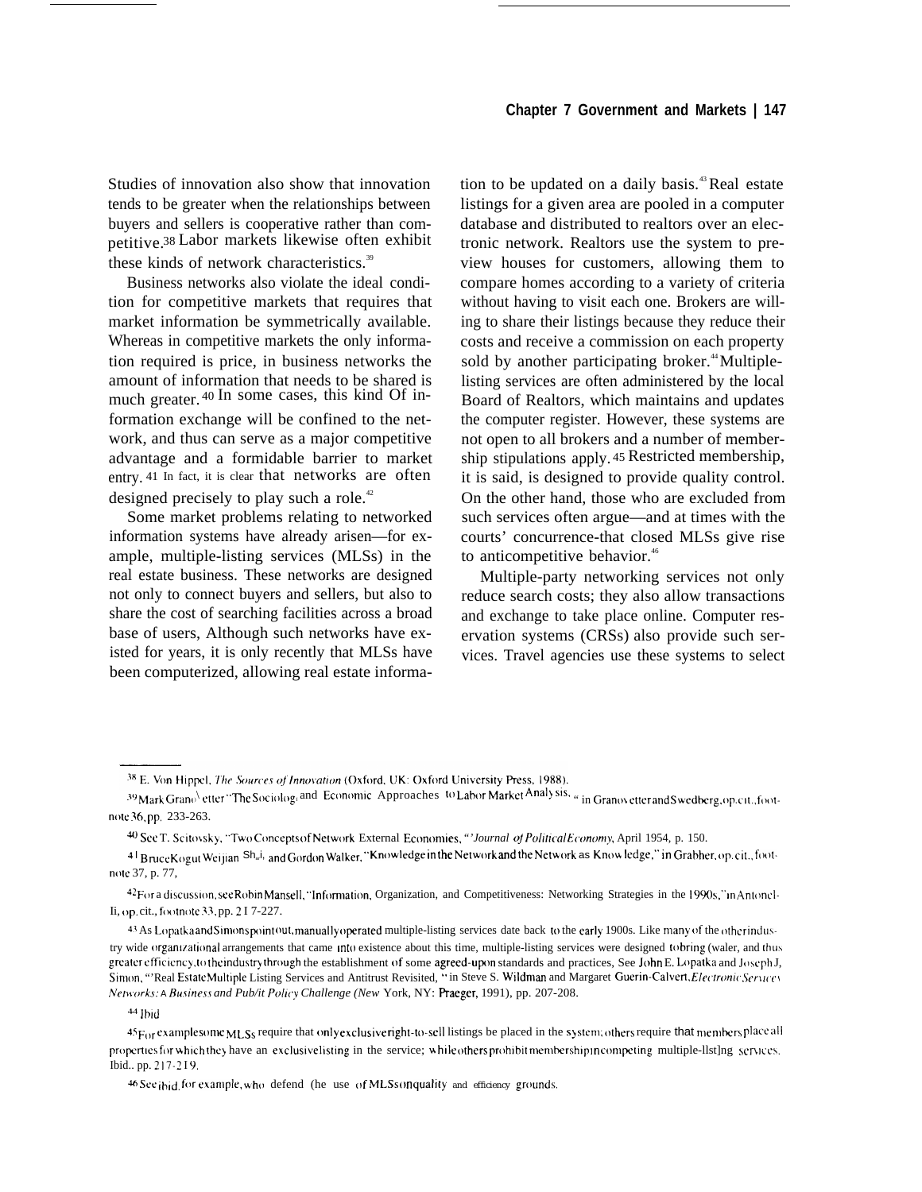Studies of innovation also show that innovation tends to be greater when the relationships between buyers and sellers is cooperative rather than competitive.[38] Labor markets likewise often exhibit these kinds of network characteristics.[39]

Business networks also violate the ideal condition for competitive markets that requires that market information be symmetrically available. Whereas in competitive markets the only information required is price, in business networks the amount of information that needs to be shared is much greater.[40] In some cases, this kind Of information exchange will be confined to the network, and thus can serve as a major competitive advantage and a formidable barrier to market entry.[41] In fact, it is clear that networks are often designed precisely to play such a role.[42]

Some market problems relating to networked information systems have already arisen—for example, multiple-listing services (MLSs) in the real estate business. These networks are designed not only to connect buyers and sellers, but also to share the cost of searching facilities across a broad base of users, Although such networks have existed for years, it is only recently that MLSs have been computerized, allowing real estate information to be updated on a daily basis.[43] Real estate listings for a given area are pooled in a computer database and distributed to realtors over an electronic network. Realtors use the system to preview houses for customers, allowing them to compare homes according to a variety of criteria without having to visit each one. Brokers are willing to share their listings because they reduce their costs and receive a commission on each property sold by another participating broker.[44] Multiple-listing services are often administered by the local Board of Realtors, which maintains and updates the computer register. However, these systems are not open to all brokers and a number of membership stipulations apply.[45] Restricted membership, it is said, is designed to provide quality control. On the other hand, those who are excluded from such services often argue—and at times with the courts' concurrence-that closed MLSs give rise to anticompetitive behavior.[46]

Multiple-party networking services not only reduce search costs; they also allow transactions and exchange to take place online. Computer reservation systems (CRSs) also provide such services. Travel agencies use these systems to select

---

[38] E. Von Hippel, *The Sources of Innovation* (Oxford, UK: Oxford University Press, 1988).

[39] Mark Granovetter "The Sociology and Economic Approaches to Labor Market Analysis, " in Granovetter and Swedberg, op. cit., footnote 36, pp. 233-263.

[40] See T. Scitovsky, "Two Concepts of Network External Economies, "*Journal of Political Economy*, April 1954, p. 150.

[41] Bruce Kogut Weijian Shan, and Gordon Walker, "Knowledge in the Network and the Network as Knowledge," in Grabher, op. cit., footnote 37, p. 77,

[42] For a discussion, see Robin Mansell, "Information, Organization, and Competitiveness: Networking Strategies in the 1990s," in Antonelli, op. cit., footnote 33, pp. 217-227.

[43] As Lopatka and Simons point out, manually operated multiple-listing services date back to the early 1900s. Like many of the other industry wide organizational arrangements that came into existence about this time, multiple-listing services were designed to bring (waler, and thus greater efficiency, to the industry through the establishment of some agreed-upon standards and practices, See John E. Lopatka and Joseph J, Simon, "Real Estate Multiple Listing Services and Antitrust Revisited, " in Steve S. Wildman and Margaret Guerin-Calvert, *Electronic Services Networks: A Business and Public Policy Challenge* (New York, NY: Praeger, 1991), pp. 207-208.

[44] Ibid

[45] For example some MLSs require that only exclusive right-to-sell listings be placed in the system; others require that members place all properties for which they have an exclusive listing in the service; while others prohibit membership in competing multiple-listing services. Ibid., pp. 217-219.

[46] See ibid. for example, who defend (he use of MLSs on quality and efficiency grounds.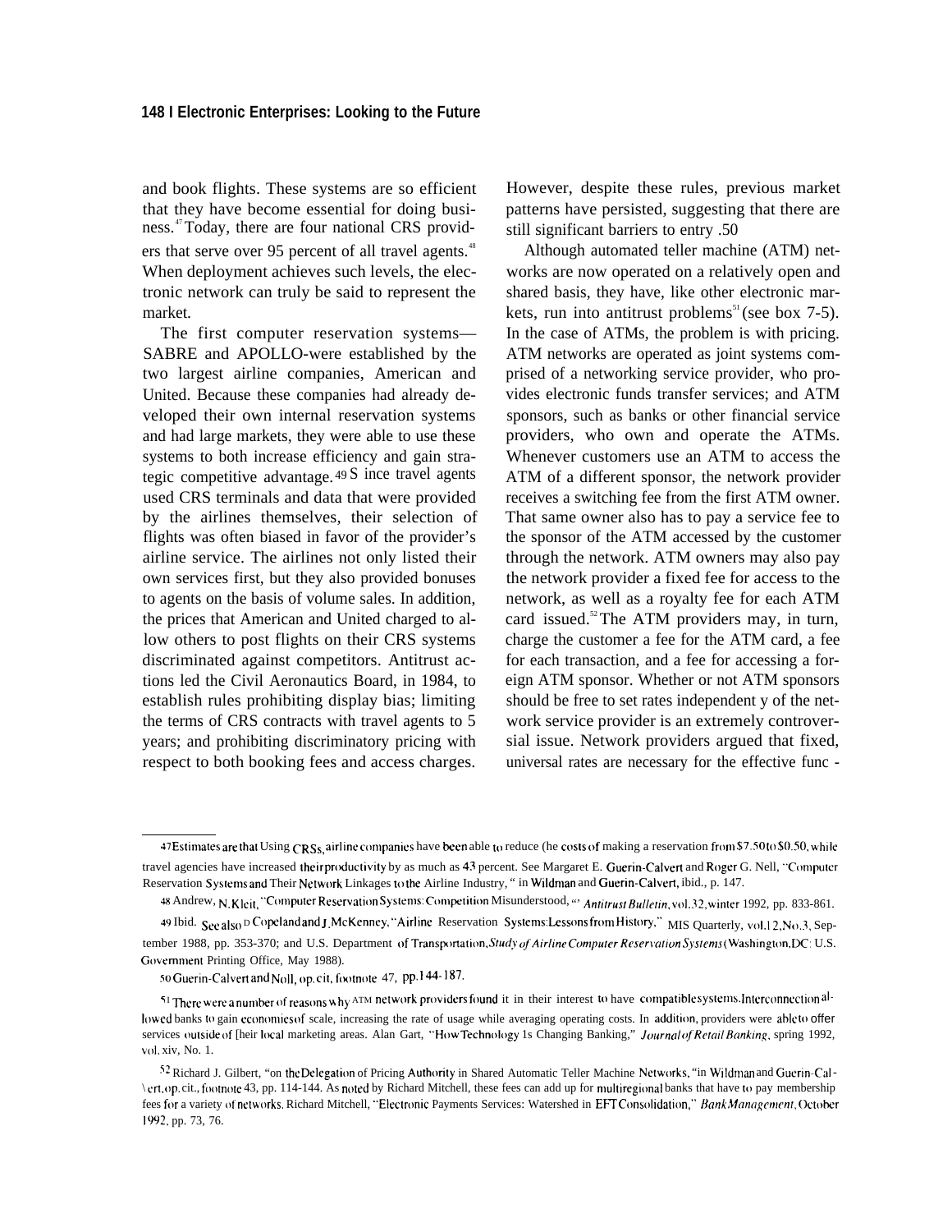and book flights. These systems are so efficient that they have become essential for doing business.[47] Today, there are four national CRS providers that serve over 95 percent of all travel agents.[48] When deployment achieves such levels, the electronic network can truly be said to represent the market.

The first computer reservation systems—SABRE and APOLLO-were established by the two largest airline companies, American and United. Because these companies had already developed their own internal reservation systems and had large markets, they were able to use these systems to both increase efficiency and gain strategic competitive advantage.[49] Since travel agents used CRS terminals and data that were provided by the airlines themselves, their selection of flights was often biased in favor of the provider's airline service. The airlines not only listed their own services first, but they also provided bonuses to agents on the basis of volume sales. In addition, the prices that American and United charged to allow others to post flights on their CRS systems discriminated against competitors. Antitrust actions led the Civil Aeronautics Board, in 1984, to establish rules prohibiting display bias; limiting the terms of CRS contracts with travel agents to 5 years; and prohibiting discriminatory pricing with respect to both booking fees and access charges. However, despite these rules, previous market patterns have persisted, suggesting that there are still significant barriers to entry.[50]

Although automated teller machine (ATM) networks are now operated on a relatively open and shared basis, they have, like other electronic markets, run into antitrust problems[51] (see box 7-5). In the case of ATMs, the problem is with pricing. ATM networks are operated as joint systems comprised of a networking service provider, who provides electronic funds transfer services; and ATM sponsors, such as banks or other financial service providers, who own and operate the ATMs. Whenever customers use an ATM to access the ATM of a different sponsor, the network provider receives a switching fee from the first ATM owner. That same owner also has to pay a service fee to the sponsor of the ATM accessed by the customer through the network. ATM owners may also pay the network provider a fixed fee for access to the network, as well as a royalty fee for each ATM card issued.[52] The ATM providers may, in turn, charge the customer a fee for the ATM card, a fee for each transaction, and a fee for accessing a foreign ATM sponsor. Whether or not ATM sponsors should be free to set rates independently of the network service provider is an extremely controversial issue. Network providers argued that fixed, universal rates are necessary for the effective func -

---

47 Estimates are that using CRSs, airline companies have been able to reduce the costs of making a reservation from $7.50 to $0.50, while travel agencies have increased their productivity by as much as 43 percent. See Margaret E. Guerin-Calvert and Roger G. Noll, "Computer Reservation Systems and Their Network Linkages to the Airline Industry," in Wildman and Guerin-Calvert, ibid., p. 147.

48 Andrew, N. Kleit, "Computer Reservation Systems: Competition Misunderstood," *Antitrust Bulletin*, vol. 32, winter 1992, pp. 833-861.

49 Ibid. See also D. Copeland and J. McKenney, "Airline Reservation Systems: Lessons from History," MIS Quarterly, vol. 12, No. 3, September 1988, pp. 353-370; and U.S. Department of Transportation, *Study of Airline Computer Reservation Systems* (Washington, DC: U.S. Government Printing Office, May 1988).

50 Guerin-Calvert and Noll, op. cit, footnote 47, pp. 144-187.

51 There were a number of reasons why ATM network providers found it in their interest to have compatible systems. Interconnection allowed banks to gain economies of scale, increasing the rate of usage while averaging operating costs. In addition, providers were able to offer services outside of their local marketing areas. Alan Gart, "How Technology Is Changing Banking," *Journal of Retail Banking*, spring 1992, vol. xiv, No. 1.

52 Richard J. Gilbert, "on the Delegation of Pricing Authority in Shared Automatic Teller Machine Networks," in Wildman and Guerin-Calvert, op. cit., footnote 43, pp. 114-144. As noted by Richard Mitchell, these fees can add up for multiregional banks that have to pay membership fees for a variety of networks. Richard Mitchell, "Electronic Payments Services: Watershed in EFT Consolidation," *Bank Management*, October 1992, pp. 73, 76.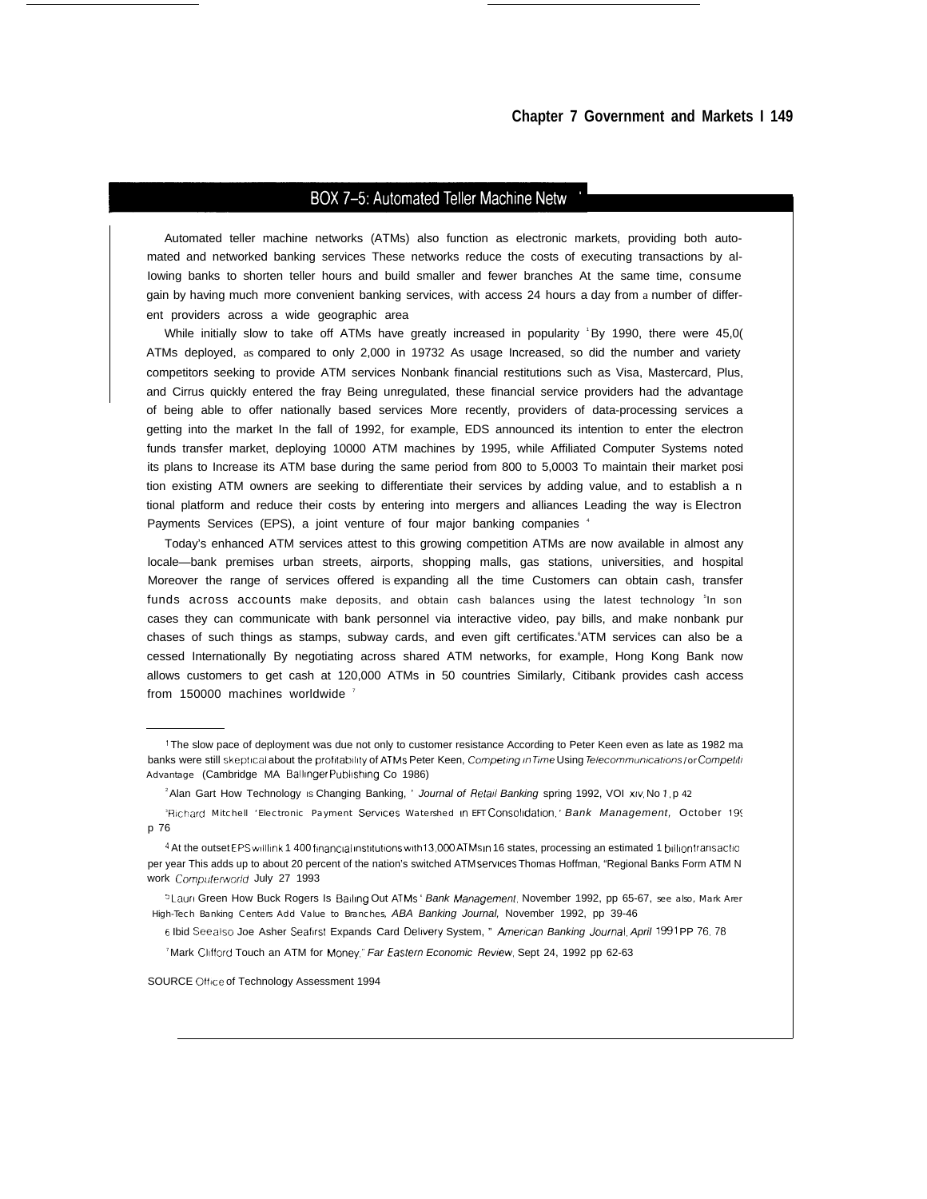## BOX 7–5: Automated Teller Machine Netw

Automated teller machine networks (ATMs) also function as electronic markets, providing both automated and networked banking services These networks reduce the costs of executing transactions by allowing banks to shorten teller hours and build smaller and fewer branches At the same time, consume gain by having much more convenient banking services, with access 24 hours a day from a number of different providers across a wide geographic area

While initially slow to take off ATMs have greatly increased in popularity [1] By 1990, there were 45,0( ATMs deployed, as compared to only 2,000 in 1973[2] As usage Increased, so did the number and variety competitors seeking to provide ATM services Nonbank financial restitutions such as Visa, Mastercard, Plus, and Cirrus quickly entered the fray Being unregulated, these financial service providers had the advantage of being able to offer nationally based services More recently, providers of data-processing services a getting into the market In the fall of 1992, for example, EDS announced its intention to enter the electron funds transfer market, deploying 10000 ATM machines by 1995, while Affiliated Computer Systems noted its plans to Increase its ATM base during the same period from 800 to 5,000[3] To maintain their market posi tion existing ATM owners are seeking to differentiate their services by adding value, and to establish a n tional platform and reduce their costs by entering into mergers and alliances Leading the way is Electron Payments Services (EPS), a joint venture of four major banking companies [4]

Today's enhanced ATM services attest to this growing competition ATMs are now available in almost any locale—bank premises urban streets, airports, shopping malls, gas stations, universities, and hospital Moreover the range of services offered is expanding all the time Customers can obtain cash, transfer funds across accounts make deposits, and obtain cash balances using the latest technology [5] In son cases they can communicate with bank personnel via interactive video, pay bills, and make nonbank pur chases of such things as stamps, subway cards, and even gift certificates.[6] ATM services can also be a cessed Internationally By negotiating across shared ATM networks, for example, Hong Kong Bank now allows customers to get cash at 120,000 ATMs in 50 countries Similarly, Citibank provides cash access from 150000 machines worldwide [7]

---

[1] The slow pace of deployment was due not only to customer resistance According to Peter Keen even as late as 1982 ma banks were still skeptical about the profitability of ATMs Peter Keen, *Competing in Time Using Telecommunications for Competiti Advantage* (Cambridge MA Ballinger Publishing Co 1986)

[2] Alan Gart How Technology is Changing Banking, ' *Journal of Retail Banking* spring 1992, VOl XIV, No 1, p 42

[3] Richard Mitchell 'Electronic Payment Services Watershed in EFT Consolidation,' *Bank Management*, October 19( p 76

[4] At the outset EPS will link 1 400 financial institutions with 13,000 ATMs in 16 states, processing an estimated 1 billion transactio per year This adds up to about 20 percent of the nation's switched ATM services Thomas Hoffman, "Regional Banks Form ATM N work *Computerworld* July 27 1993

[5] Lauri Green How Buck Rogers Is Bailing Out ATMs ' *Bank Management*, November 1992, pp 65-67, see also, Mark Arer High-Tech Banking Centers Add Value to Branches, *ABA Banking Journal*, November 1992, pp 39-46

[6] Ibid See also Joe Asher Seafirst Expands Card Delivery System, " *American Banking Journal*, *April* 1991 PP 76, 78

[7] Mark Clifford Touch an ATM for Money," *Far Eastern Economic Review*, Sept 24, 1992 pp 62-63

SOURCE Office of Technology Assessment 1994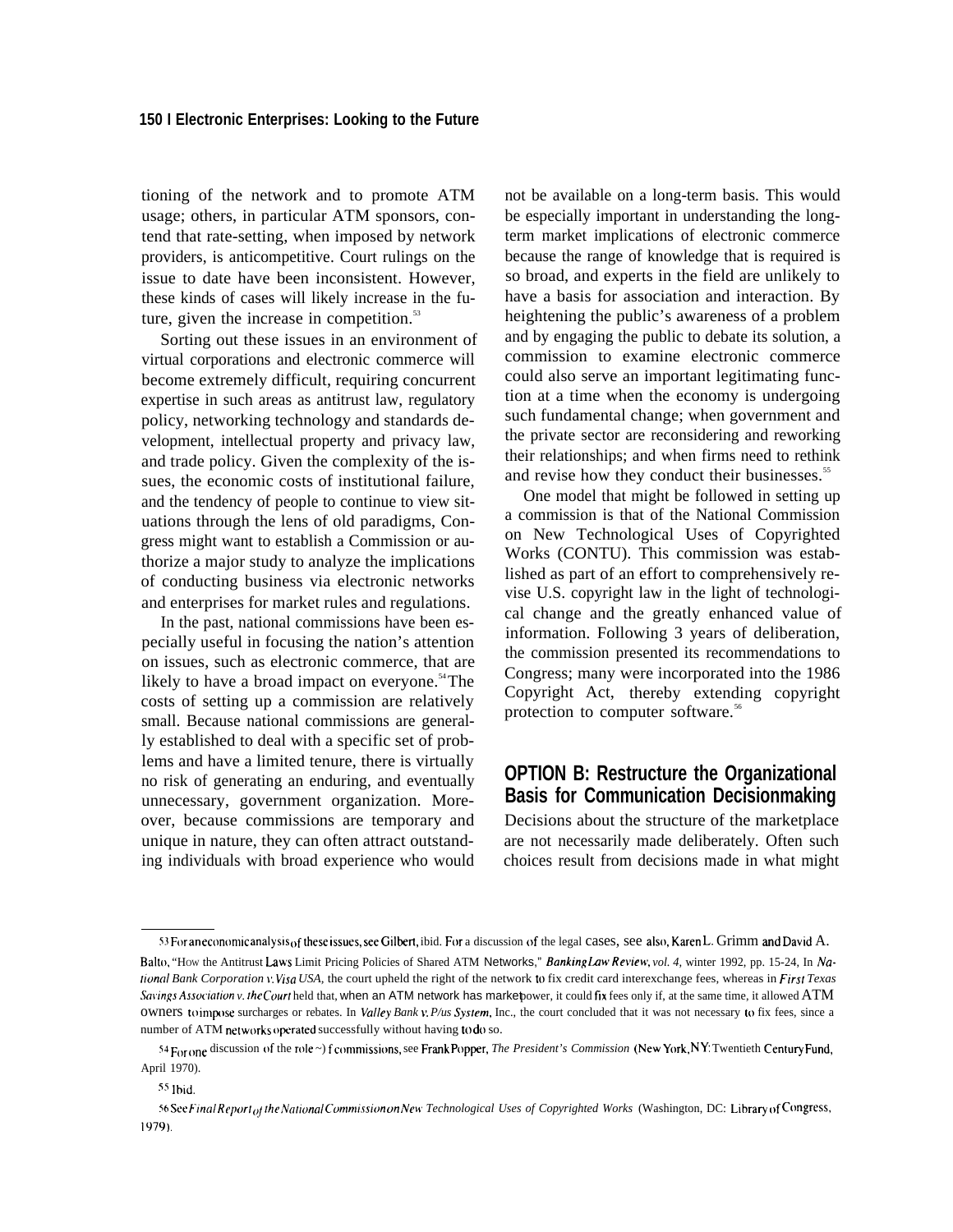tioning of the network and to promote ATM usage; others, in particular ATM sponsors, contend that rate-setting, when imposed by network providers, is anticompetitive. Court rulings on the issue to date have been inconsistent. However, these kinds of cases will likely increase in the future, given the increase in competition.[53]

Sorting out these issues in an environment of virtual corporations and electronic commerce will become extremely difficult, requiring concurrent expertise in such areas as antitrust law, regulatory policy, networking technology and standards development, intellectual property and privacy law, and trade policy. Given the complexity of the issues, the economic costs of institutional failure, and the tendency of people to continue to view situations through the lens of old paradigms, Congress might want to establish a Commission or authorize a major study to analyze the implications of conducting business via electronic networks and enterprises for market rules and regulations.

In the past, national commissions have been especially useful in focusing the nation's attention on issues, such as electronic commerce, that are likely to have a broad impact on everyone.[54] The costs of setting up a commission are relatively small. Because national commissions are generally established to deal with a specific set of problems and have a limited tenure, there is virtually no risk of generating an enduring, and eventually unnecessary, government organization. Moreover, because commissions are temporary and unique in nature, they can often attract outstanding individuals with broad experience who would not be available on a long-term basis. This would be especially important in understanding the long-term market implications of electronic commerce because the range of knowledge that is required is so broad, and experts in the field are unlikely to have a basis for association and interaction. By heightening the public's awareness of a problem and by engaging the public to debate its solution, a commission to examine electronic commerce could also serve an important legitimating function at a time when the economy is undergoing such fundamental change; when government and the private sector are reconsidering and reworking their relationships; and when firms need to rethink and revise how they conduct their businesses.[55]

One model that might be followed in setting up a commission is that of the National Commission on New Technological Uses of Copyrighted Works (CONTU). This commission was established as part of an effort to comprehensively revise U.S. copyright law in the light of technological change and the greatly enhanced value of information. Following 3 years of deliberation, the commission presented its recommendations to Congress; many were incorporated into the 1986 Copyright Act, thereby extending copyright protection to computer software.[56]

## OPTION B: Restructure the Organizational Basis for Communication Decisionmaking

Decisions about the structure of the marketplace are not necessarily made deliberately. Often such choices result from decisions made in what might

---

[53] For an economic analysis of these issues, see Gilbert, ibid. For a discussion of the legal cases, see also, Karen L. Grimm and David A. Balto, "How the Antitrust Laws Limit Pricing Policies of Shared ATM Networks," *Banking Law Review*, vol. 4, winter 1992, pp. 15-24, In *National Bank Corporation v. Visa USA*, the court upheld the right of the network to fix credit card interexchange fees, whereas in *First Texas Savings Association v. the Court* held that, when an ATM network has market power, it could fix fees only if, at the same time, it allowed ATM owners to impose surcharges or rebates. In *Valley Bank v. P/us System*, Inc., the court concluded that it was not necessary to fix fees, since a number of ATM networks operated successfully without having to do so.

[54] For one discussion of the role of commissions, see Frank Popper, *The President's Commission* (New York, NY: Twentieth Century Fund, April 1970).

[55] Ibid.

[56] See *Final Report of the National Commission on New Technological Uses of Copyrighted Works* (Washington, DC: Library of Congress, 1979).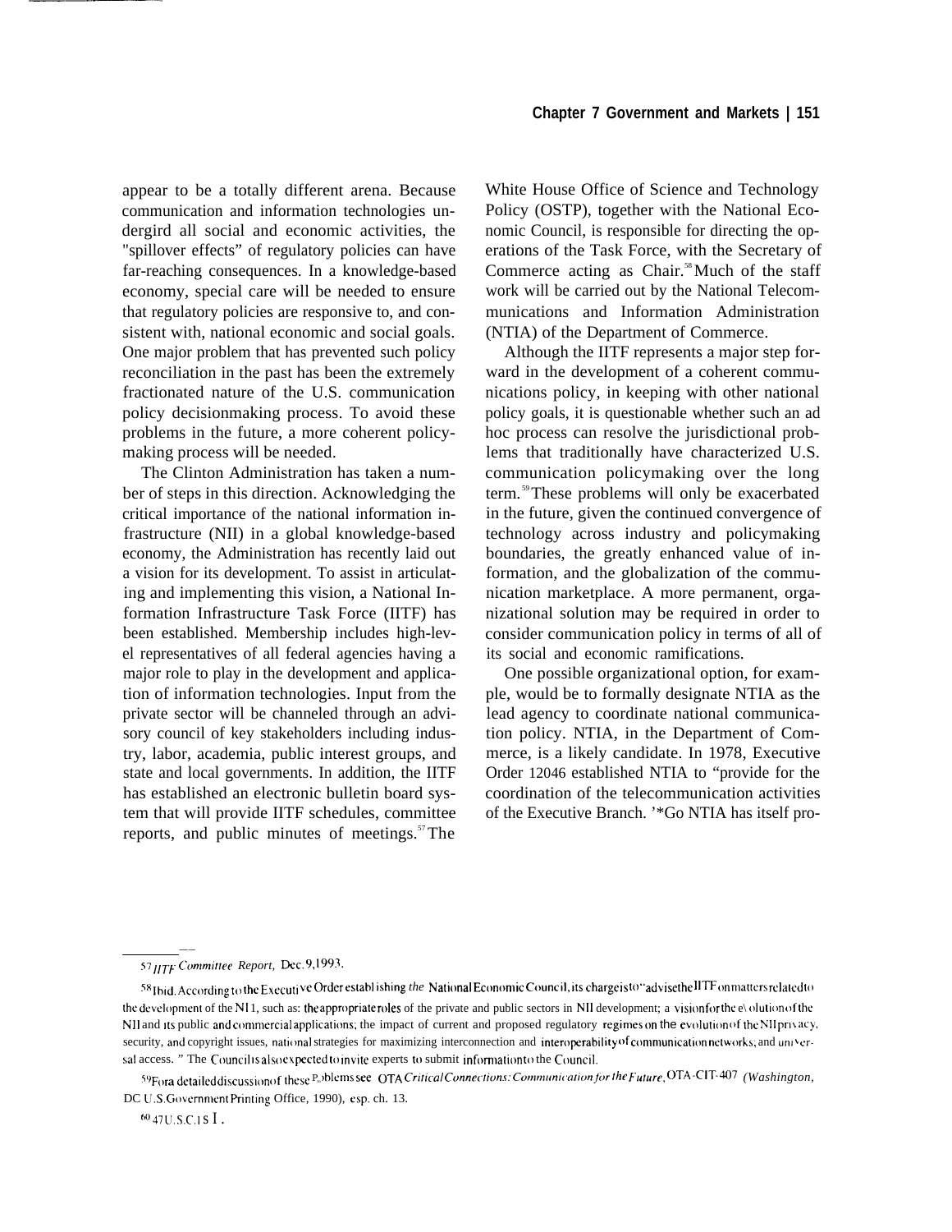appear to be a totally different arena. Because communication and information technologies undergird all social and economic activities, the "spillover effects" of regulatory policies can have far-reaching consequences. In a knowledge-based economy, special care will be needed to ensure that regulatory policies are responsive to, and consistent with, national economic and social goals. One major problem that has prevented such policy reconciliation in the past has been the extremely fractionated nature of the U.S. communication policy decisionmaking process. To avoid these problems in the future, a more coherent policymaking process will be needed.

The Clinton Administration has taken a number of steps in this direction. Acknowledging the critical importance of the national information infrastructure (NII) in a global knowledge-based economy, the Administration has recently laid out a vision for its development. To assist in articulating and implementing this vision, a National Information Infrastructure Task Force (IITF) has been established. Membership includes high-level representatives of all federal agencies having a major role to play in the development and application of information technologies. Input from the private sector will be channeled through an advisory council of key stakeholders including industry, labor, academia, public interest groups, and state and local governments. In addition, the IITF has established an electronic bulletin board system that will provide IITF schedules, committee reports, and public minutes of meetings.[57] The White House Office of Science and Technology Policy (OSTP), together with the National Economic Council, is responsible for directing the operations of the Task Force, with the Secretary of Commerce acting as Chair.[58] Much of the staff work will be carried out by the National Telecommunications and Information Administration (NTIA) of the Department of Commerce.

Although the IITF represents a major step forward in the development of a coherent communications policy, in keeping with other national policy goals, it is questionable whether such an ad hoc process can resolve the jurisdictional problems that traditionally have characterized U.S. communication policymaking over the long term.[59] These problems will only be exacerbated in the future, given the continued convergence of technology across industry and policymaking boundaries, the greatly enhanced value of information, and the globalization of the communication marketplace. A more permanent, organizational solution may be required in order to consider communication policy in terms of all of its social and economic ramifications.

One possible organizational option, for example, would be to formally designate NTIA as the lead agency to coordinate national communication policy. NTIA, in the Department of Commerce, is a likely candidate. In 1978, Executive Order 12046 established NTIA to "provide for the coordination of the telecommunication activities of the Executive Branch."[60] NTIA has itself pro-

---

[57] *IITF Committee Report,* Dec. 9, 1993.

[58] Ibid. According to the Executive Order establishing *the* National Economic Council, its charge is to "advise the IITF on matters related to the development of the NII, such as: the appropriate roles of the private and public sectors in NII development; a vision for the evolution of the NII and its public and commercial applications; the impact of current and proposed regulatory regimes on the evolution of the NII privacy, security, and copyright issues, national strategies for maximizing interconnection and interoperability of communication networks; and universal access." The Council is also expected to invite experts to submit information to the Council.

[59] For a detailed discussion of these problems see OTA *Critical Connections: Communication for the Future,* OTA-CIT-407 *(Washington,* DC U.S. Government Printing Office, 1990), esp. ch. 13.

[60] 47 U.S.C. 1 §.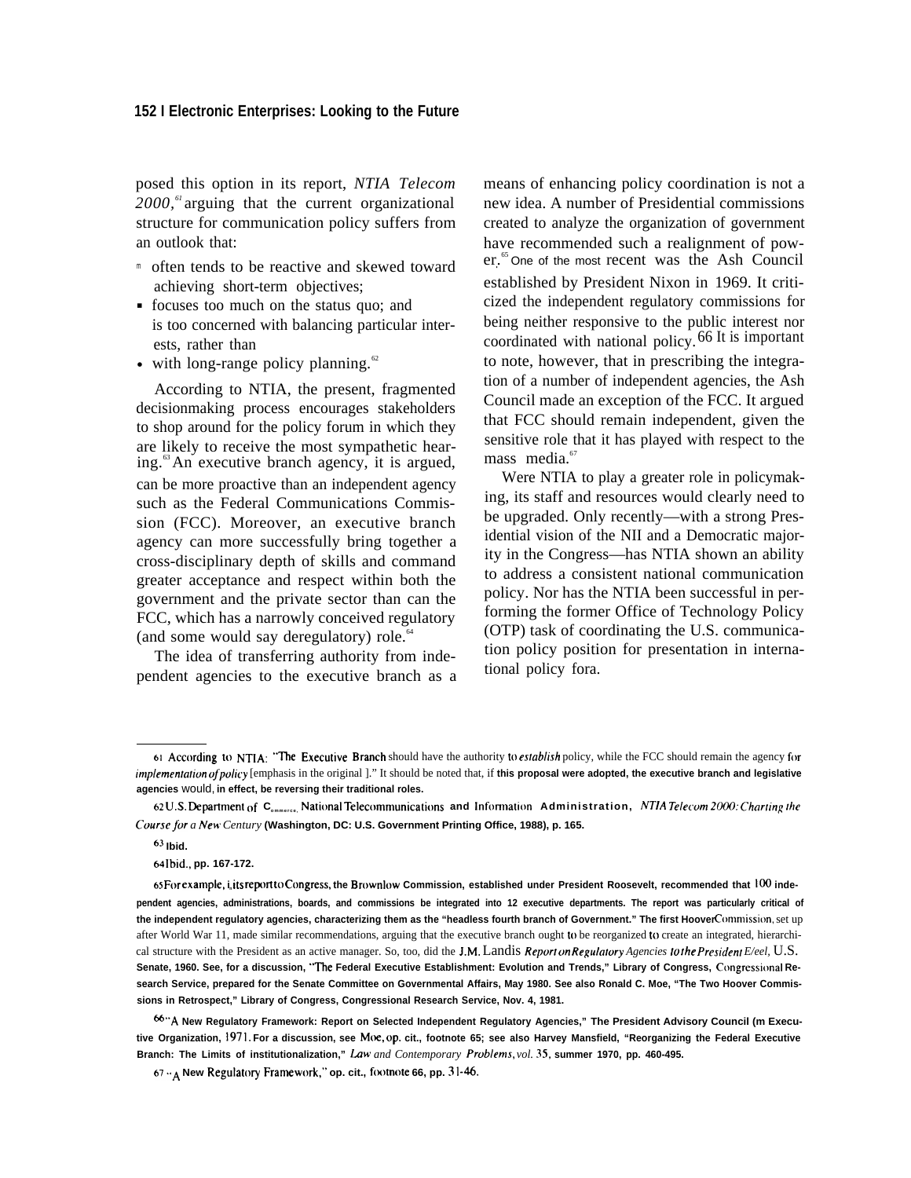posed this option in its report, *NTIA Telecom 2000*,[61] arguing that the current organizational structure for communication policy suffers from an outlook that:

- often tends to be reactive and skewed toward achieving short-term objectives;
- focuses too much on the status quo; and is too concerned with balancing particular interests, rather than
- with long-range policy planning.[62]

According to NTIA, the present, fragmented decisionmaking process encourages stakeholders to shop around for the policy forum in which they are likely to receive the most sympathetic hearing.[63] An executive branch agency, it is argued, can be more proactive than an independent agency such as the Federal Communications Commission (FCC). Moreover, an executive branch agency can more successfully bring together a cross-disciplinary depth of skills and command greater acceptance and respect within both the government and the private sector than can the FCC, which has a narrowly conceived regulatory (and some would say deregulatory) role.[64]

The idea of transferring authority from independent agencies to the executive branch as a means of enhancing policy coordination is not a new idea. A number of Presidential commissions created to analyze the organization of government have recommended such a realignment of power.[65] One of the most recent was the Ash Council established by President Nixon in 1969. It criticized the independent regulatory commissions for being neither responsive to the public interest nor coordinated with national policy.[66] It is important to note, however, that in prescribing the integration of a number of independent agencies, the Ash Council made an exception of the FCC. It argued that FCC should remain independent, given the sensitive role that it has played with respect to the mass media.[67]

Were NTIA to play a greater role in policymaking, its staff and resources would clearly need to be upgraded. Only recently—with a strong Presidential vision of the NII and a Democratic majority in the Congress—has NTIA shown an ability to address a consistent national communication policy. Nor has the NTIA been successful in performing the former Office of Technology Policy (OTP) task of coordinating the U.S. communication policy position for presentation in international policy fora.

---

61 According to NTIA: "The Executive Branch should have the authority to *establish* policy, while the FCC should remain the agency for *implementation of policy* [emphasis in the original ]." It should be noted that, if this proposal were adopted, the executive branch and legislative agencies would, in effect, be reversing their traditional roles.

62 U.S. Department of Commerce, National Telecommunications and Information Administration, *NTIA Telecom 2000: Charting the Course for a New Century* (Washington, DC: U.S. Government Printing Office, 1988), p. 165.

63 Ibid.

64 Ibid., pp. 167-172.

65 For example, in its report to Congress, the Brownlow Commission, established under President Roosevelt, recommended that 100 independent agencies, administrations, boards, and commissions be integrated into 12 executive departments. The report was particularly critical of the independent regulatory agencies, characterizing them as the "headless fourth branch of Government." The first Hoover Commission, set up after World War 11, made similar recommendations, arguing that the executive branch ought to be reorganized to create an integrated, hierarchical structure with the President as an active manager. So, too, did the J.M. Landis *Report on Regulatory Agencies to the President Eleel,* U.S. Senate, 1960. See, for a discussion, "The Federal Executive Establishment: Evolution and Trends," Library of Congress, Congressional Research Service, prepared for the Senate Committee on Governmental Affairs, May 1980. See also Ronald C. Moe, "The Two Hoover Commissions in Retrospect," Library of Congress, Congressional Research Service, Nov. 4, 1981.

66 "A New Regulatory Framework: Report on Selected Independent Regulatory Agencies," The President Advisory Council (m Executive Organization, 1971. For a discussion, see Moe, op. cit., footnote 65; see also Harvey Mansfield, "Reorganizing the Federal Executive Branch: The Limits of institutionalization," *Law and Contemporary Problems*, vol. 35, summer 1970, pp. 460-495.

67 "A New Regulatory Framework," op. cit., footnote 66, pp. 31-46.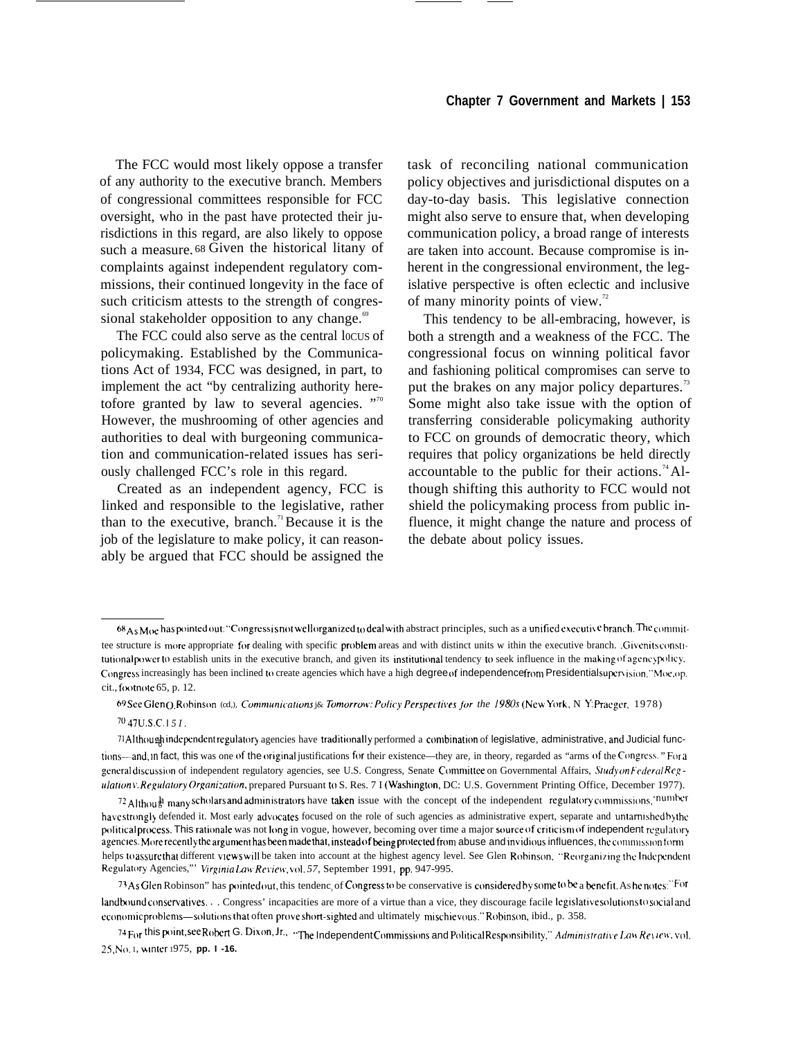The FCC would most likely oppose a transfer of any authority to the executive branch. Members of congressional committees responsible for FCC oversight, who in the past have protected their jurisdictions in this regard, are also likely to oppose such a measure.[68] Given the historical litany of complaints against independent regulatory commissions, their continued longevity in the face of such criticism attests to the strength of congressional stakeholder opposition to any change.[69]

The FCC could also serve as the central locus of policymaking. Established by the Communications Act of 1934, FCC was designed, in part, to implement the act "by centralizing authority heretofore granted by law to several agencies."[70] However, the mushrooming of other agencies and authorities to deal with burgeoning communication and communication-related issues has seriously challenged FCC's role in this regard.

Created as an independent agency, FCC is linked and responsible to the legislative, rather than to the executive, branch.[71] Because it is the job of the legislature to make policy, it can reasonably be argued that FCC should be assigned the task of reconciling national communication policy objectives and jurisdictional disputes on a day-to-day basis. This legislative connection might also serve to ensure that, when developing communication policy, a broad range of interests are taken into account. Because compromise is inherent in the congressional environment, the legislative perspective is often eclectic and inclusive of many minority points of view.[72]

This tendency to be all-embracing, however, is both a strength and a weakness of the FCC. The congressional focus on winning political favor and fashioning political compromises can serve to put the brakes on any major policy departures.[73] Some might also take issue with the option of transferring considerable policymaking authority to FCC on grounds of democratic theory, which requires that policy organizations be held directly accountable to the public for their actions.[74] Although shifting this authority to FCC would not shield the policymaking process from public influence, it might change the nature and process of the debate about policy issues.

---

[68] As Moe has pointed out: "Congress is not well organized to deal with abstract principles, such as a unified executive branch. The committee structure is more appropriate for dealing with specific problem areas and with distinct units within the executive branch. Given its constitutional power to establish units in the executive branch, and given its institutional tendency to seek influence in the making of agency policy, Congress increasingly has been inclined to create agencies which have a high degree of independence from Presidential supervision." Moe, op. cit., footnote 65, p. 12.

[69] See Glen O. Robinson (ed.), *Communications for Tomorrow: Policy Perspectives for the 1980s* (New York, NY: Praeger, 1978).

[70] 47 U.S.C. 151.

[71] Although independent regulatory agencies have traditionally performed a combination of legislative, administrative, and Judicial functions—and, in fact, this was one of the original justifications for their existence—they are, in theory, regarded as "arms of the Congress." For a general discussion of independent regulatory agencies, see U.S. Congress, Senate Committee on Governmental Affairs, *Study on Federal Regulation V: Regulatory Organization*, prepared Pursuant to S. Res. 71 (Washington, DC: U.S. Government Printing Office, December 1977).

[72] Although many scholars and administrators have taken issue with the concept of the independent regulatory commissions, a number have strongly defended it. Most early advocates focused on the role of such agencies as administrative expert, separate and untarnished by the political process. This rationale was not long in vogue, however, becoming over time a major source of criticism of independent regulatory agencies. More recently the argument has been made that, instead of being protected from abuse and invidious influences, the commission form helps to assure that different views will be taken into account at the highest agency level. See Glen Robinson, "Reorganizing the Independent Regulatory Agencies," *Virginia Law Review*, vol. 57, September 1991, pp. 947-995.

[73] As Glen Robinson has pointed out, this tendency of Congress to be conservative is considered by some to be a benefit. As he notes: "For landbound conservatives . . . Congress' incapacities are more of a virtue than a vice, they discourage facile legislative solutions to social and economic problems—solutions that often prove short-sighted and ultimately mischievous." Robinson, ibid., p. 358.

[74] For this point, see Robert G. Dixon, Jr., "The Independent Commissions and Political Responsibility," *Administrative Law Review*, vol. 25, No. 1, winter 1975, pp. 1-16.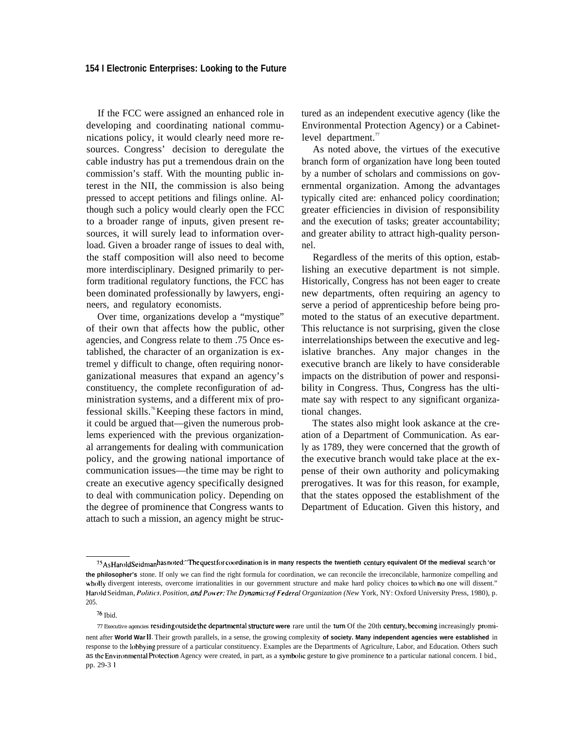If the FCC were assigned an enhanced role in developing and coordinating national communications policy, it would clearly need more resources. Congress' decision to deregulate the cable industry has put a tremendous drain on the commission's staff. With the mounting public interest in the NII, the commission is also being pressed to accept petitions and filings online. Although such a policy would clearly open the FCC to a broader range of inputs, given present resources, it will surely lead to information overload. Given a broader range of issues to deal with, the staff composition will also need to become more interdisciplinary. Designed primarily to perform traditional regulatory functions, the FCC has been dominated professionally by lawyers, engineers, and regulatory economists.

Over time, organizations develop a "mystique" of their own that affects how the public, other agencies, and Congress relate to them.[75] Once established, the character of an organization is extremely difficult to change, often requiring nonorganizational measures that expand an agency's constituency, the complete reconfiguration of administration systems, and a different mix of professional skills.[76] Keeping these factors in mind, it could be argued that—given the numerous problems experienced with the previous organizational arrangements for dealing with communication policy, and the growing national importance of communication issues—the time may be right to create an executive agency specifically designed to deal with communication policy. Depending on the degree of prominence that Congress wants to attach to such a mission, an agency might be structured as an independent executive agency (like the Environmental Protection Agency) or a Cabinet-level department.[77]

As noted above, the virtues of the executive branch form of organization have long been touted by a number of scholars and commissions on governmental organization. Among the advantages typically cited are: enhanced policy coordination; greater efficiencies in division of responsibility and the execution of tasks; greater accountability; and greater ability to attract high-quality personnel.

Regardless of the merits of this option, establishing an executive department is not simple. Historically, Congress has not been eager to create new departments, often requiring an agency to serve a period of apprenticeship before being promoted to the status of an executive department. This reluctance is not surprising, given the close interrelationships between the executive and legislative branches. Any major changes in the executive branch are likely to have considerable impacts on the distribution of power and responsibility in Congress. Thus, Congress has the ultimate say with respect to any significant organizational changes.

The states also might look askance at the creation of a Department of Communication. As early as 1789, they were concerned that the growth of the executive branch would take place at the expense of their own authority and policymaking prerogatives. It was for this reason, for example, that the states opposed the establishment of the Department of Education. Given this history, and

---

[75] As Harold Seidman has noted: "The quest for coordination is in many respects the twentieth century equivalent of the medieval search for the philosopher's stone. If only we can find the right formula for coordination, we can reconcile the irreconcilable, harmonize compelling and wholly divergent interests, overcome irrationalities in our government structure and make hard policy choices to which no one will dissent." Harold Seidman, *Politics, Position, and Power: The Dynamics of Federal Organization* (New York, NY: Oxford University Press, 1980), p. 205.

[76] Ibid.

[77] Executive agencies residing outside the departmental structure were rare until the turn of the 20th century, becoming increasingly prominent after World War II. Their growth parallels, in a sense, the growing complexity of society. Many independent agencies were established in response to the lobbying pressure of a particular constituency. Examples are the Departments of Agriculture, Labor, and Education. Others such as the Environmental Protection Agency were created, in part, as a symbolic gesture to give prominence to a particular national concern. Ibid., pp. 29-31.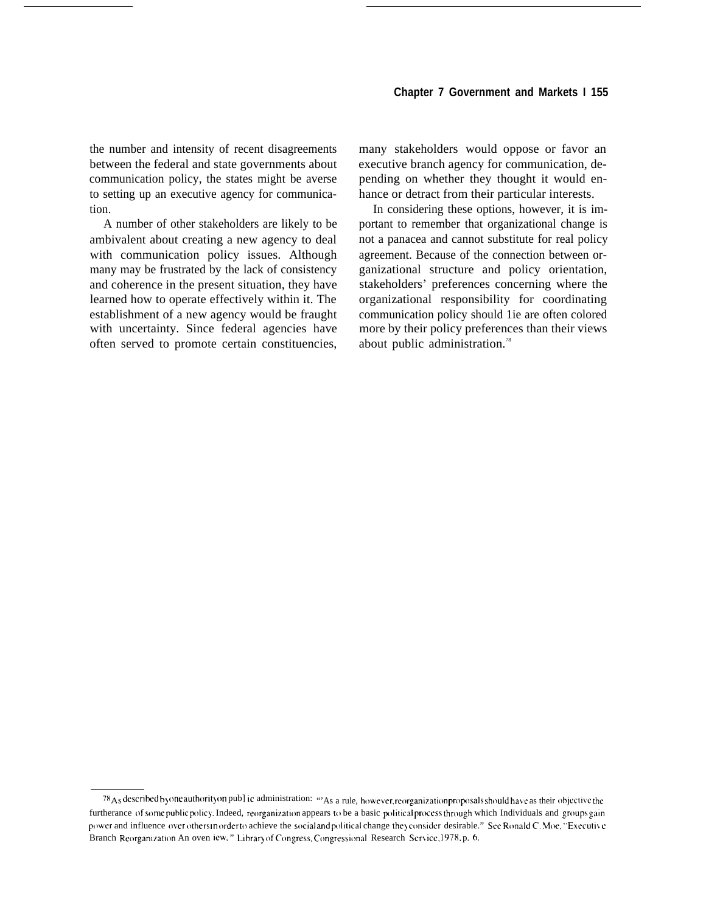the number and intensity of recent disagreements between the federal and state governments about communication policy, the states might be averse to setting up an executive agency for communication.

A number of other stakeholders are likely to be ambivalent about creating a new agency to deal with communication policy issues. Although many may be frustrated by the lack of consistency and coherence in the present situation, they have learned how to operate effectively within it. The establishment of a new agency would be fraught with uncertainty. Since federal agencies have often served to promote certain constituencies, many stakeholders would oppose or favor an executive branch agency for communication, depending on whether they thought it would enhance or detract from their particular interests.

In considering these options, however, it is important to remember that organizational change is not a panacea and cannot substitute for real policy agreement. Because of the connection between organizational structure and policy orientation, stakeholders' preferences concerning where the organizational responsibility for coordinating communication policy should 1ie are often colored more by their policy preferences than their views about public administration.[78]

---

[78] As described by one authority on public administration: "As a rule, however, reorganization proposals should have as their objective the furtherance of some public policy. Indeed, reorganization appears to be a basic political process through which Individuals and groups gain power and influence over others in order to achieve the social and political change they consider desirable." See Ronald C. Moe, "Executive Branch Reorganization An overview," Library of Congress, Congressional Research Service, 1978, p. 6.